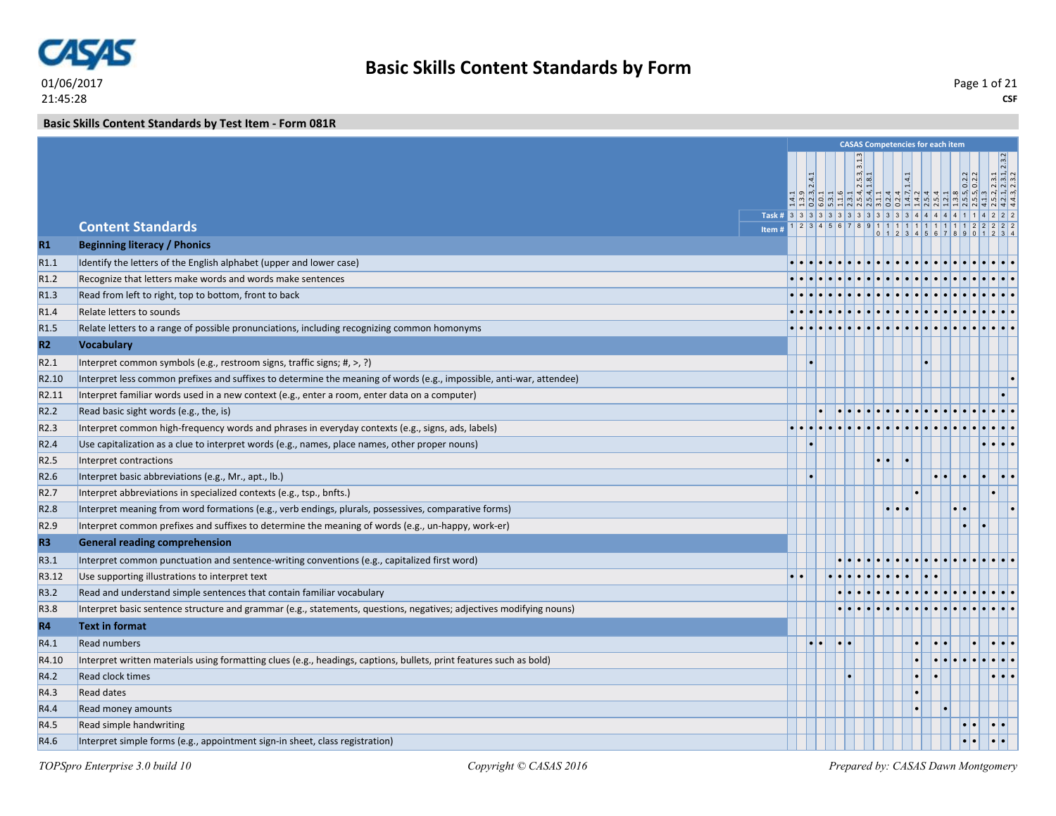# Basic Skills Content Standards by Form

01/06/2017
21:45:28

CSF

## Basic Skills Content Standards by Test Item - Form 081R

CASAS Competencies for each item

| | Content Standards | 1.4.1 | 1.3.9 | 0.2.3, 2.4.1 | 6.0.1 | 5.3.1 | 1.1.6 | 2.3.1 | 2.5.4, 2.5.3, 3.1.3 | 2.5.4, 1.8.1 | 3.1.1 | 0.2.4 | 0.2.4 | 1.4.7, 1.4.1 | 1.4.2 | 2.5.4 | 2.5.4 | 1.2.1 | 1.3.8 | 2.5.5, 0.2.2 | 2.5.5, 0.2.2 | 4.1.3 | 2.5.2, 2.3.1 | 4.2.1, 2.3.1, 2.3.2 | 4.4.3, 2.3.2 |
|---|---|---|---|---|---|---|---|---|---|---|---|---|---|---|---|---|---|---|---|---|---|---|---|---|---|
| | Task # | 3 | 3 | 3 | 3 | 3 | 3 | 3 | 3 | 3 | 3 | 3 | 3 | 3 | 4 | 4 | 4 | 4 | 4 | 1 | 1 | 4 | 2 | 2 | 2 |
| | Item # | 1 | 2 | 3 | 4 | 5 | 6 | 7 | 8 | 9 | 10 | 11 | 12 | 13 | 14 | 15 | 16 | 17 | 18 | 19 | 20 | 21 | 22 | 23 | 24 |
| **R1** | **Beginning literacy / Phonics** | | | | | | | | | | | | | | | | | | | | | | | | |
| R1.1 | Identify the letters of the English alphabet (upper and lower case) | • | • | • | • | • | • | • | • | • | • | • | • | • | • | • | • | • | • | • | • | • | • | • | • |
| R1.2 | Recognize that letters make words and words make sentences | • | • | • | • | • | • | • | • | • | • | • | • | • | • | • | • | • | • | • | • | • | • | • | • |
| R1.3 | Read from left to right, top to bottom, front to back | • | • | • | • | • | • | • | • | • | • | • | • | • | • | • | • | • | • | • | • | • | • | • | • |
| R1.4 | Relate letters to sounds | • | • | • | • | • | • | • | • | • | • | • | • | • | • | • | • | • | • | • | • | • | • | • | • |
| R1.5 | Relate letters to a range of possible pronunciations, including recognizing common homonyms | • | • | • | • | • | • | • | • | • | • | • | • | • | • | • | • | • | • | • | • | • | • | • | • |
| **R2** | **Vocabulary** | | | | | | | | | | | | | | | | | | | | | | | | |
| R2.1 | Interpret common symbols (e.g., restroom signs, traffic signs; #, >, ?) | | | • | | | | | | | | | | | | • | | | | | | | | | |
| R2.10 | Interpret less common prefixes and suffixes to determine the meaning of words (e.g., impossible, anti-war, attendee) | | | | | | | | | | | | | | | | | | | | | | | | • |
| R2.11 | Interpret familiar words used in a new context (e.g., enter a room, enter data on a computer) | | | | | | | | | | | | | | | | | | | | | | | • | |
| R2.2 | Read basic sight words (e.g., the, is) | | | | • | | • | • | • | • | • | • | • | • | • | • | • | • | • | • | • | • | • | • | • |
| R2.3 | Interpret common high-frequency words and phrases in everyday contexts (e.g., signs, ads, labels) | • | • | • | • | • | • | • | • | • | • | • | • | • | • | • | • | • | • | • | • | • | • | • | • |
| R2.4 | Use capitalization as a clue to interpret words (e.g., names, place names, other proper nouns) | | | • | | | | | | | | | | | | | | | | | | • | • | • | • |
| R2.5 | Interpret contractions | | | | | | | | | | • | • | | • | | | | | | | | | | | |
| R2.6 | Interpret basic abbreviations (e.g., Mr., apt., lb.) | | | • | | | | | | | | | | | | | • | • | | • | | • | | • | • |
| R2.7 | Interpret abbreviations in specialized contexts (e.g., tsp., bnfts.) | | | | | | | | | | | | | | • | | | | | | | | • | | |
| R2.8 | Interpret meaning from word formations (e.g., verb endings, plurals, possessives, comparative forms) | | | | | | | | | | | • | • | • | | | | | • | • | | | | | • |
| R2.9 | Interpret common prefixes and suffixes to determine the meaning of words (e.g., un-happy, work-er) | | | | | | | | | | | | | | | | | | | • | | • | | | |
| **R3** | **General reading comprehension** | | | | | | | | | | | | | | | | | | | | | | | | |
| R3.1 | Interpret common punctuation and sentence-writing conventions (e.g., capitalized first word) | | | | | | • | • | • | • | • | • | • | • | • | • | • | • | • | • | • | • | • | • | • |
| R3.12 | Use supporting illustrations to interpret text | • | • | | | • | • | • | • | • | • | • | • | • | | • | • | | | | | | | | |
| R3.2 | Read and understand simple sentences that contain familiar vocabulary | | | | | | • | • | • | • | • | • | • | • | • | • | • | • | • | • | • | • | • | • | • |
| R3.8 | Interpret basic sentence structure and grammar (e.g., statements, questions, negatives; adjectives modifying nouns) | | | | | | • | • | • | • | • | • | • | • | • | • | • | • | • | • | • | • | • | • | • |
| **R4** | **Text in format** | | | | | | | | | | | | | | | | | | | | | | | | |
| R4.1 | Read numbers | | | • | • | | • | • | | | | | | | • | | • | • | | | • | | • | • | • |
| R4.10 | Interpret written materials using formatting clues (e.g., headings, captions, bullets, print features such as bold) | | | | | | | | | | | | | | • | | • | • | • | • | • | • | • | • | • |
| R4.2 | Read clock times | | | | | | | • | | | | | | | • | | • | | | | | | • | • | • |
| R4.3 | Read dates | | | | | | | | | | | | | | • | | | | | | | | | | |
| R4.4 | Read money amounts | | | | | | | | | | | | | | • | | | • | | | | | | | |
| R4.5 | Read simple handwriting | | | | | | | | | | | | | | | | | | | • | • | | • | • | |
| R4.6 | Interpret simple forms (e.g., appointment sign-in sheet, class registration) | | | | | | | | | | | | | | | | | | | • | • | | • | • | |

*TOPSpro Enterprise 3.0 build 10* *Copyright © CASAS 2016* *Prepared by: CASAS Dawn Montgomery*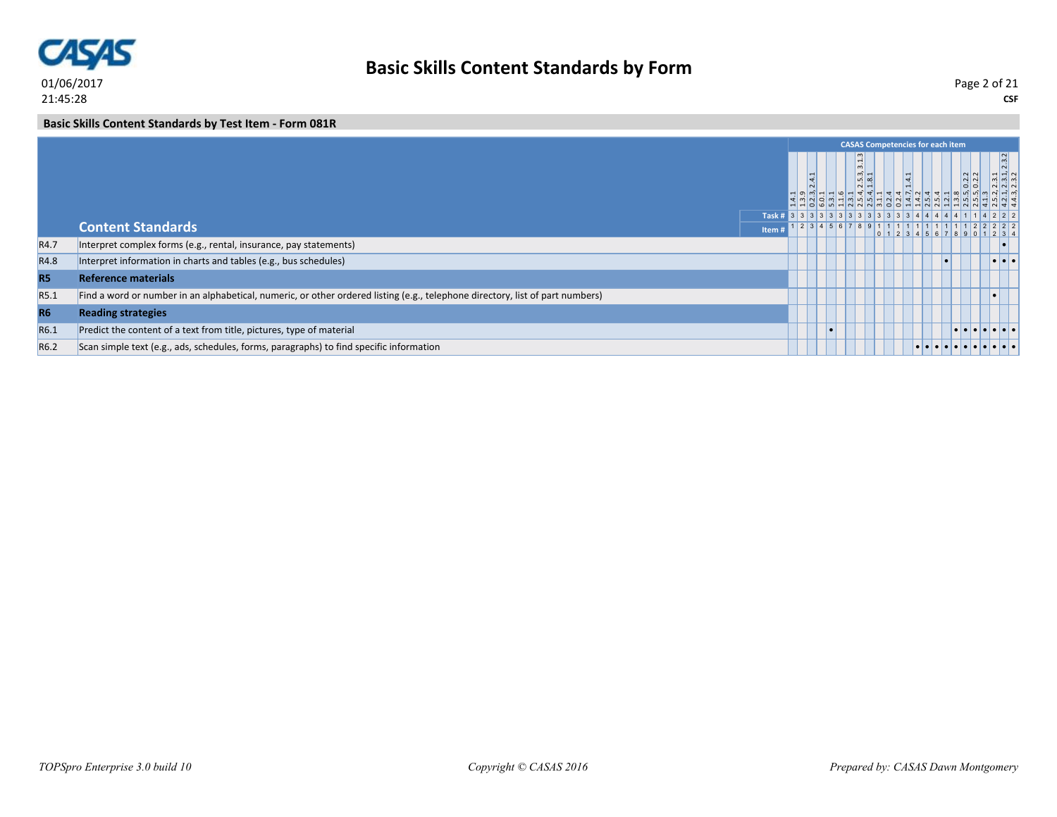## Basic Skills Content Standards by Test Item - Form 081R

| | Content Standards | 1.4.1 | 1.3.9 | 0.2.3, 2.4.1 | 6.0.1 | 5.3.1 | 1.1.6 | 2.3.1 | 2.5.4, 2.5.3, 3.1.3 | 2.5.4, 1.8.1 | 3.1.1 | 0.2.4 | 0.2.4 | 1.4.7, 1.4.1 | 1.4.2 | 2.5.4 | 2.5.4 | 1.2.1 | 1.3.8 | 2.5.5, 0.2.2 | 2.5.5, 0.2.2 | 4.1.3 | 2.5.2, 2.3.1 | 4.2.1, 2.3.1, 2.3.2 | 4.4.3, 2.3.2 |
|---|---|---|---|---|---|---|---|---|---|---|---|---|---|---|---|---|---|---|---|---|---|---|---|---|---|
| | Task # | 3 | 3 | 3 | 3 | 3 | 3 | 3 | 3 | 3 | 3 | 3 | 3 | 3 | 4 | 4 | 4 | 4 | 4 | 1 | 1 | 4 | 2 | 2 | 2 |
| | Item # | 1 | 2 | 3 | 4 | 5 | 6 | 7 | 8 | 9 | 10 | 11 | 12 | 13 | 14 | 15 | 16 | 17 | 18 | 19 | 20 | 21 | 22 | 23 | 24 |
| R4.7 | Interpret complex forms (e.g., rental, insurance, pay statements) | | | | | | | | | | | | | | | | | | | | | | | • | |
| R4.8 | Interpret information in charts and tables (e.g., bus schedules) | | | | | | | | | | | | | | | | | • | | | | | • | • | • |
| **R5** | **Reference materials** | | | | | | | | | | | | | | | | | | | | | | | | |
| R5.1 | Find a word or number in an alphabetical, numeric, or other ordered listing (e.g., telephone directory, list of part numbers) | | | | | | | | | | | | | | | | | | | | | | • | | |
| **R6** | **Reading strategies** | | | | | | | | | | | | | | | | | | | | | | | | |
| R6.1 | Predict the content of a text from title, pictures, type of material | | | | | • | | | | | | | | | | | | | • | • | • | • | • | • | • |
| R6.2 | Scan simple text (e.g., ads, schedules, forms, paragraphs) to find specific information | | | | | | | | | | | | | | • | • | • | • | • | • | • | • | • | • | • |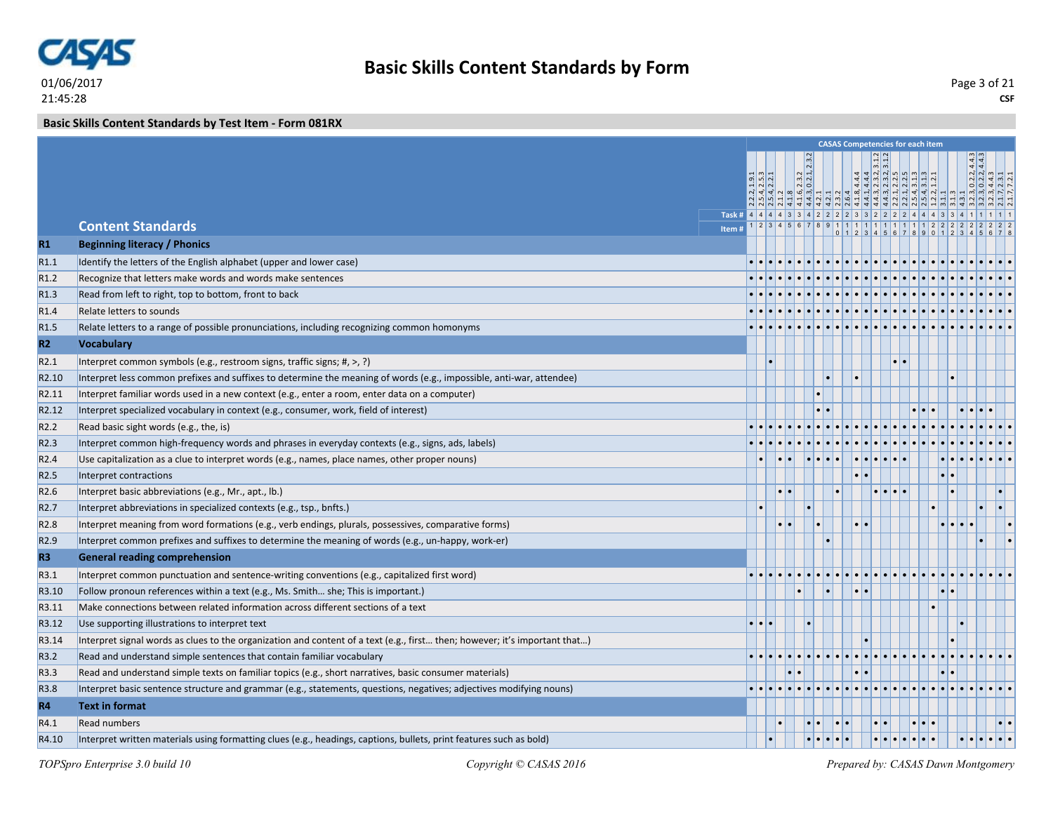# Basic Skills Content Standards by Form

01/06/2017
21:45:28

CSF

## Basic Skills Content Standards by Test Item - Form 081RX

| | Content Standards | 1 | 2 | 3 | 4 | 5 | 6 | 7 | 8 | 9 | 10 | 11 | 12 | 13 | 14 | 15 | 16 | 17 | 18 | 19 | 20 | 21 | 22 | 23 | 24 | 25 | 26 | 27 | 28 |
|---|---|---|---|---|---|---|---|---|---|---|---|---|---|---|---|---|---|---|---|---|---|---|---|---|---|---|---|---|---|
| | CASAS Competencies for each item | 2.2.2, 1.9.1 | 2.5.4, 2.5.3 | 2.5.4, 2.2.1 | 2.1.2 | 4.1.8 | 4.1.6, 2.3.2 | 4.4.3, 0.2.1, 2.3.2 | 4.2.1 | 4.2.1 | 2.3.2 | 2.6.4 | 4.1.8, 4.4.4 | 4.4.1, 4.4.4 | 4.4.3, 2.3.2, 3.1.2 | 4.4.3, 2.3.2, 3.1.2 | 2.2.1, 2.2.5 | 2.2.1, 2.2.5 | 2.5.4, 3.1.3 | 2.5.4, 3.1.3 | 1.2.2, 1.2.1 | 3.1.1 | 3.1.3 | 4.3.1 | 3.2.3, 0.2.2, 4.4.3 | 3.2.3, 0.2.2, 4.4.3 | 3.2.3, 4.4.3 | 2.1.7, 2.3.1 | 2.1.7, 7.2.1 |
| | Task # | 4 | 4 | 4 | 4 | 3 | 3 | 4 | 2 | 2 | 2 | 2 | 3 | 3 | 2 | 2 | 2 | 2 | 4 | 4 | 4 | 3 | 3 | 4 | 1 | 1 | 1 | 1 | 1 |
| | Item # | 1 | 2 | 3 | 4 | 5 | 6 | 7 | 8 | 9 | 10 | 11 | 12 | 13 | 14 | 15 | 16 | 17 | 18 | 19 | 20 | 21 | 22 | 23 | 24 | 25 | 26 | 27 | 28 |
| **R1** | **Beginning literacy / Phonics** | | | | | | | | | | | | | | | | | | | | | | | | | | | | |
| R1.1 | Identify the letters of the English alphabet (upper and lower case) | • | • | • | • | • | • | • | • | • | • | • | • | • | • | • | • | • | • | • | • | • | • | • | • | • | • | • | • |
| R1.2 | Recognize that letters make words and words make sentences | • | • | • | • | • | • | • | • | • | • | • | • | • | • | • | • | • | • | • | • | • | • | • | • | • | • | • | • |
| R1.3 | Read from left to right, top to bottom, front to back | • | • | • | • | • | • | • | • | • | • | • | • | • | • | • | • | • | • | • | • | • | • | • | • | • | • | • | • |
| R1.4 | Relate letters to sounds | • | • | • | • | • | • | • | • | • | • | • | • | • | • | • | • | • | • | • | • | • | • | • | • | • | • | • | • |
| R1.5 | Relate letters to a range of possible pronunciations, including recognizing common homonyms | • | • | • | • | • | • | • | • | • | • | • | • | • | • | • | • | • | • | • | • | • | • | • | • | • | • | • | • |
| **R2** | **Vocabulary** | | | | | | | | | | | | | | | | | | | | | | | | | | | | |
| R2.1 | Interpret common symbols (e.g., restroom signs, traffic signs; #, >, ?) | | | • | | | | | | | | | | | | | • | • | | | | | | | | | | | |
| R2.10 | Interpret less common prefixes and suffixes to determine the meaning of words (e.g., impossible, anti-war, attendee) | | | | | | | | | • | | | • | | | | | | | | | | • | | | | | | |
| R2.11 | Interpret familiar words used in a new context (e.g., enter a room, enter data on a computer) | | | | | | | | • | | | | | | | | | | | | | | | | | | | | |
| R2.12 | Interpret specialized vocabulary in context (e.g., consumer, work, field of interest) | | | | | | | | • | • | | | | | | | | | • | • | • | | | • | • | • | • | | |
| R2.2 | Read basic sight words (e.g., the, is) | • | • | • | • | • | • | • | • | • | • | • | • | • | • | • | • | • | • | • | • | • | • | • | • | • | • | • | • |
| R2.3 | Interpret common high-frequency words and phrases in everyday contexts (e.g., signs, ads, labels) | • | • | • | • | • | • | • | • | • | • | • | • | • | • | • | • | • | • | • | • | • | • | • | • | • | • | • | • |
| R2.4 | Use capitalization as a clue to interpret words (e.g., names, place names, other proper nouns) | | • | | • | • | | • | • | • | • | | • | • | • | • | • | • | | | | • | • | • | • | • | • | • | • |
| R2.5 | Interpret contractions | | | | | | | | | | | | • | • | | | | | | | | • | • | | | | | | |
| R2.6 | Interpret basic abbreviations (e.g., Mr., apt., lb.) | | | | • | • | | | | | • | | | | • | • | • | • | | | | | • | | | | | • | |
| R2.7 | Interpret abbreviations in specialized contexts (e.g., tsp., bnfts.) | | • | | | | | • | | | | | | | | | | | | | • | | | | | • | | • | |
| R2.8 | Interpret meaning from word formations (e.g., verb endings, plurals, possessives, comparative forms) | | | | • | • | | | • | | | | • | • | | | | | | | | • | • | • | • | | | | • |
| R2.9 | Interpret common prefixes and suffixes to determine the meaning of words (e.g., un-happy, work-er) | | | | | | | | | • | | | | | | | | | | | | | | | | • | | | • |
| **R3** | **General reading comprehension** | | | | | | | | | | | | | | | | | | | | | | | | | | | | |
| R3.1 | Interpret common punctuation and sentence-writing conventions (e.g., capitalized first word) | • | • | • | • | • | • | • | • | • | • | • | • | • | • | • | • | • | • | • | • | • | • | • | • | • | • | • | • |
| R3.10 | Follow pronoun references within a text (e.g., Ms. Smith… she; This is important.) | | | | | | • | | | • | | | • | • | | | | | | | | • | • | | | | | | |
| R3.11 | Make connections between related information across different sections of a text | | | | | | | | | | | | | | | | | | | | • | | | | | | | | |
| R3.12 | Use supporting illustrations to interpret text | • | • | • | | | | • | | | | | | | | | | | | | | | | • | | | | | |
| R3.14 | Interpret signal words as clues to the organization and content of a text (e.g., first… then; however; it's important that…) | | | | | | | | | | | | | • | | | | | | | | | • | | | | | | |
| R3.2 | Read and understand simple sentences that contain familiar vocabulary | • | • | • | • | • | • | • | • | • | • | • | • | • | • | • | • | • | • | • | • | • | • | • | • | • | • | • | • |
| R3.3 | Read and understand simple texts on familiar topics (e.g., short narratives, basic consumer materials) | | | | | • | • | | | | | | • | • | | | | | | | | • | • | | | | | | |
| R3.8 | Interpret basic sentence structure and grammar (e.g., statements, questions, negatives; adjectives modifying nouns) | • | • | • | • | • | • | • | • | • | • | • | • | • | • | • | • | • | • | • | • | • | • | • | • | • | • | • | • |
| **R4** | **Text in format** | | | | | | | | | | | | | | | | | | | | | | | | | | | | |
| R4.1 | Read numbers | | | | • | | | • | • | | • | • | | | • | • | | | • | • | • | | | | | | | • | • |
| R4.10 | Interpret written materials using formatting clues (e.g., headings, captions, bullets, print features such as bold) | | | • | | | | • | • | • | • | • | | | • | • | • | • | • | • | • | | | • | • | • | • | • | • |

*TOPSpro Enterprise 3.0 build 10* | *Copyright © CASAS 2016* | *Prepared by: CASAS Dawn Montgomery*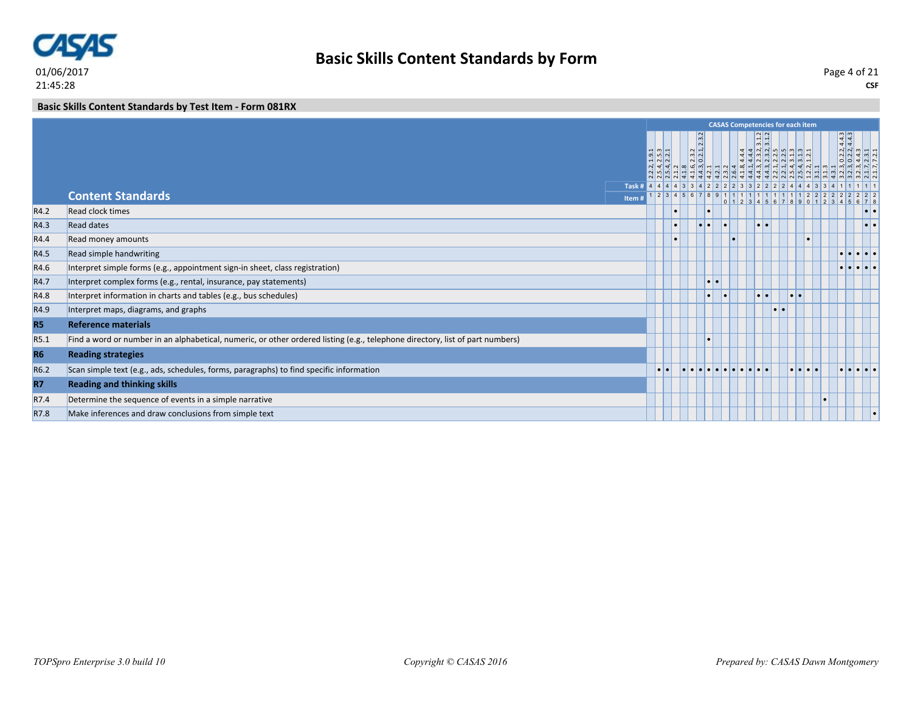# Basic Skills Content Standards by Form

01/06/2017
21:45:28

**CSF**

## Basic Skills Content Standards by Test Item - Form 081RX

| | **CASAS Competencies for each item** | | | | | | | | | | | | | | | | | | | | | | | | | | | | |
|---|---|---|---|---|---|---|---|---|---|---|---|---|---|---|---|---|---|---|---|---|---|---|---|---|---|---|---|---|---|
| | | 2.2.2, 1.9.1 | 2.5.4, 2.5.3 | 2.5.4, 2.2.1 | 2.1.2 | 4.1.8 | 4.1.6, 2.3.2 | 4.4.3, 0.2.1, 2.3.2 | 4.2.1 | 4.2.1 | 2.3.2 | 2.6.4 | 4.1.8, 4.4.4 | 4.4.1, 4.4.4 | 4.4.3, 2.3.2, 3.1.2 | 4.4.3, 2.3.2, 3.1.2 | 2.2.1, 2.2.5 | 2.2.1, 2.2.5 | 2.5.4, 3.1.3 | 2.5.4, 3.1.3 | 1.2.2, 1.2.1 | 3.1.1 | 3.1.3 | 4.3.1 | 3.2.3, 0.2.2, 4.4.3 | 3.2.3, 0.2.2, 4.4.3 | 3.2.3, 4.4.3 | 2.1.7, 2.3.1 | 2.1.7, 7.2.1 |
| | **Task #** | 4 | 4 | 4 | 4 | 3 | 3 | 4 | 2 | 2 | 2 | 2 | 3 | 3 | 2 | 2 | 2 | 2 | 4 | 4 | 4 | 3 | 3 | 4 | 1 | 1 | 1 | 1 | 1 |
| | **Content Standards** / **Item #** | 1 | 2 | 3 | 4 | 5 | 6 | 7 | 8 | 9 | 10 | 11 | 12 | 13 | 14 | 15 | 16 | 17 | 18 | 19 | 20 | 21 | 22 | 23 | 24 | 25 | 26 | 27 | 28 |
| R4.2 | Read clock times | | | | • | | | | • | | | | | | | | | | | | | | | | | | | • | • |
| R4.3 | Read dates | | | | • | | | • | • | | • | | | | • | • | | | | | | | | | | | | • | • |
| R4.4 | Read money amounts | | | | • | | | | | | | • | | | | | | | | | • | | | | | | | | |
| R4.5 | Read simple handwriting | | | | | | | | | | | | | | | | | | | | | | | | • | • | • | • | • |
| R4.6 | Interpret simple forms (e.g., appointment sign-in sheet, class registration) | | | | | | | | | | | | | | | | | | | | | | | | • | • | • | • | • |
| R4.7 | Interpret complex forms (e.g., rental, insurance, pay statements) | | | | | | | | • | • | | | | | | | | | | | | | | | | | | | |
| R4.8 | Interpret information in charts and tables (e.g., bus schedules) | | | | | | | | • | | • | | | | • | • | | | • | • | | | | | | | | | |
| R4.9 | Interpret maps, diagrams, and graphs | | | | | | | | | | | | | | | | • | • | | | | | | | | | | | |
| **R5** | **Reference materials** | | | | | | | | | | | | | | | | | | | | | | | | | | | | |
| R5.1 | Find a word or number in an alphabetical, numeric, or other ordered listing (e.g., telephone directory, list of part numbers) | | | | | | | | • | | | | | | | | | | | | | | | | | | | | |
| **R6** | **Reading strategies** | | | | | | | | | | | | | | | | | | | | | | | | | | | | |
| R6.2 | Scan simple text (e.g., ads, schedules, forms, paragraphs) to find specific information | | • | • | | • | • | • | • | • | • | • | • | • | • | • | | | • | • | • | • | | | • | • | • | • | • |
| **R7** | **Reading and thinking skills** | | | | | | | | | | | | | | | | | | | | | | | | | | | | |
| R7.4 | Determine the sequence of events in a simple narrative | | | | | | | | | | | | | | | | | | | | | | • | | | | | | |
| R7.8 | Make inferences and draw conclusions from simple text | | | | | | | | | | | | | | | | | | | | | | | | | | | | • |

*TOPSpro Enterprise 3.0 build 10* *Copyright © CASAS 2016* *Prepared by: CASAS Dawn Montgomery*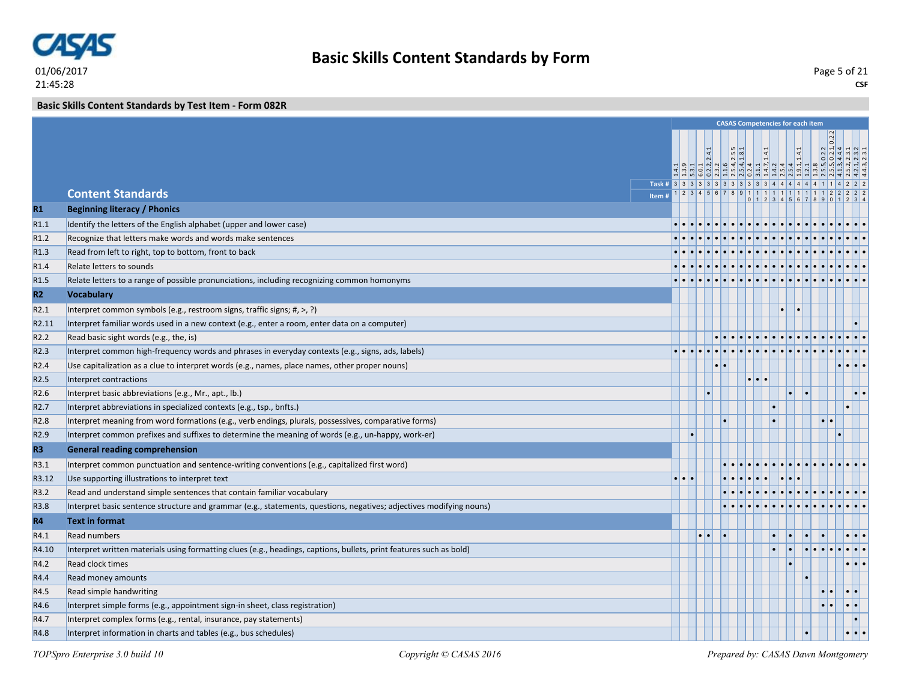# Basic Skills Content Standards by Form

01/06/2017
21:45:28

CSF

## Basic Skills Content Standards by Test Item - Form 082R

| | Content Standards | 1.4.1 | 1.3.9 | 5.3.1 | 6.0.1 | 0.2.2, 2.4.1 | 2.3.2 | 1.1.6 | 2.5.4, 2.5.5 | 2.5.4, 1.8.1 | 0.2.4 | 3.1.1 | 1.4.7, 1.4.1 | 1.4.2 | 2.5.4 | 2.5.4 | 1.9.1, 1.4.1 | 1.2.1 | 1.3.8 | 2.5.5, 0.2.2 | 2.5.5, 0.2.1, 0.2.2 | 4.1.3, 4.4.4 | 2.5.2, 2.3.1 | 4.2.1, 2.3.2 | 4.4.3, 2.3.1 |
|---|---|---|---|---|---|---|---|---|---|---|---|---|---|---|---|---|---|---|---|---|---|---|---|---|---|
| | Task # | 3 | 3 | 3 | 3 | 3 | 3 | 3 | 3 | 3 | 3 | 3 | 3 | 3 | 4 | 4 | 4 | 4 | 4 | 1 | 1 | 4 | 2 | 2 | 2 |
| | Item # | 1 | 2 | 3 | 4 | 5 | 6 | 7 | 8 | 9 | 10 | 11 | 12 | 13 | 14 | 15 | 16 | 17 | 18 | 19 | 20 | 21 | 22 | 23 | 24 |
| **R1** | **Beginning literacy / Phonics** | | | | | | | | | | | | | | | | | | | | | | | | |
| R1.1 | Identify the letters of the English alphabet (upper and lower case) | • | • | • | • | • | • | • | • | • | • | • | • | • | • | • | • | • | • | • | • | • | • | • | • |
| R1.2 | Recognize that letters make words and words make sentences | • | • | • | • | • | • | • | • | • | • | • | • | • | • | • | • | • | • | • | • | • | • | • | • |
| R1.3 | Read from left to right, top to bottom, front to back | • | • | • | • | • | • | • | • | • | • | • | • | • | • | • | • | • | • | • | • | • | • | • | • |
| R1.4 | Relate letters to sounds | • | • | • | • | • | • | • | • | • | • | • | • | • | • | • | • | • | • | • | • | • | • | • | • |
| R1.5 | Relate letters to a range of possible pronunciations, including recognizing common homonyms | • | • | • | • | • | • | • | • | • | • | • | • | • | • | • | • | • | • | • | • | • | • | • | • |
| **R2** | **Vocabulary** | | | | | | | | | | | | | | | | | | | | | | | | |
| R2.1 | Interpret common symbols (e.g., restroom signs, traffic signs; #, >, ?) | | | | | | | | | | | | | | • | | • | | | | | | | | |
| R2.11 | Interpret familiar words used in a new context (e.g., enter a room, enter data on a computer) | | | | | | | | | | | | | | | | | | | | | | | • | |
| R2.2 | Read basic sight words (e.g., the, is) | | | | | | • | • | • | • | • | • | • | • | • | • | • | • | • | • | • | • | • | • | • |
| R2.3 | Interpret common high-frequency words and phrases in everyday contexts (e.g., signs, ads, labels) | • | • | • | • | • | • | • | • | • | • | • | • | • | • | • | • | • | • | • | • | • | • | • | • |
| R2.4 | Use capitalization as a clue to interpret words (e.g., names, place names, other proper nouns) | | | | | | • | • | | | | | | | | | | | | | | • | • | • | • |
| R2.5 | Interpret contractions | | | | | | | | | | • | • | • | | | | | | | | | | | | |
| R2.6 | Interpret basic abbreviations (e.g., Mr., apt., lb.) | | | | | • | | | | | | | | | | • | | • | | | | | | • | • |
| R2.7 | Interpret abbreviations in specialized contexts (e.g., tsp., bnfts.) | | | | | | | | | | | | | • | | | | | | | | | • | | |
| R2.8 | Interpret meaning from word formations (e.g., verb endings, plurals, possessives, comparative forms) | | | | | | | • | | | | | | • | | | | | | • | • | | | | |
| R2.9 | Interpret common prefixes and suffixes to determine the meaning of words (e.g., un-happy, work-er) | | | • | | | | | | | | | | | | | | | | | | • | | | |
| **R3** | **General reading comprehension** | | | | | | | | | | | | | | | | | | | | | | | | |
| R3.1 | Interpret common punctuation and sentence-writing conventions (e.g., capitalized first word) | | | | | | | • | • | • | • | • | • | • | • | • | • | • | • | • | • | • | • | • | • |
| R3.12 | Use supporting illustrations to interpret text | • | • | • | | | | • | • | • | • | • | • | | • | • | • | | | | | | | | |
| R3.2 | Read and understand simple sentences that contain familiar vocabulary | | | | | | | • | • | • | • | • | • | • | • | • | • | • | • | • | • | • | • | • | • |
| R3.8 | Interpret basic sentence structure and grammar (e.g., statements, questions, negatives; adjectives modifying nouns) | | | | | | | • | • | • | • | • | • | • | • | • | • | • | • | • | • | • | • | • | • |
| **R4** | **Text in format** | | | | | | | | | | | | | | | | | | | | | | | | |
| R4.1 | Read numbers | | | | • | • | | • | | | | | | • | | • | | • | | • | | | • | • | • |
| R4.10 | Interpret written materials using formatting clues (e.g., headings, captions, bullets, print features such as bold) | | | | | | | | | | | | | • | | • | | • | • | • | • | • | • | • | • |
| R4.2 | Read clock times | | | | | | | | | | | | | | | • | | | | | | | • | • | • |
| R4.4 | Read money amounts | | | | | | | | | | | | | | | | | • | | | | | | | |
| R4.5 | Read simple handwriting | | | | | | | | | | | | | | | | | | | • | • | | • | • | |
| R4.6 | Interpret simple forms (e.g., appointment sign-in sheet, class registration) | | | | | | | | | | | | | | | | | | | • | • | | • | • | |
| R4.7 | Interpret complex forms (e.g., rental, insurance, pay statements) | | | | | | | | | | | | | | | | | | | | | | | • | |
| R4.8 | Interpret information in charts and tables (e.g., bus schedules) | | | | | | | | | | | | | | | | | • | | | | | • | • | • |

*TOPSpro Enterprise 3.0 build 10* *Copyright © CASAS 2016* *Prepared by: CASAS Dawn Montgomery*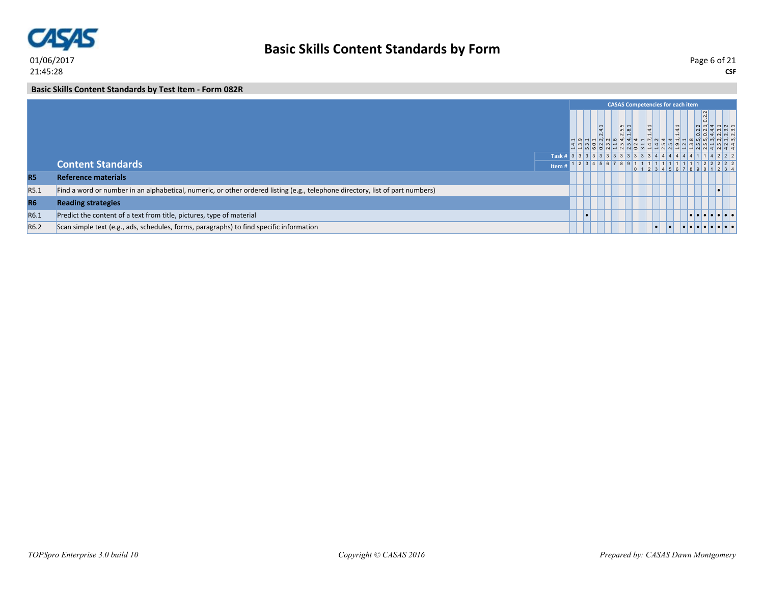# Basic Skills Content Standards by Form

01/06/2017
21:45:28

CSF

## Basic Skills Content Standards by Test Item - Form 082R

| | Content Standards | 1.4.1 | 1.3.9 | 5.3.1 | 6.0.1 | 0.2.2, 2.4.1 | 2.3.2 | 1.1.6 | 2.5.4, 2.5.5 | 2.5.4, 1.8.1 | 0.2.4 | 3.1.1 | 1.4.7, 1.4.1 | 1.4.2 | 2.5.4 | 2.5.4 | 1.9.1, 1.4.1 | 1.2.1 | 1.3.8 | 2.5.5, 0.2.2 | 2.5.5, 0.2.1, 0.2.2 | 4.1.3, 4.4.4 | 2.5.2, 2.3.1 | 4.2.1, 2.3.2 | 4.4.3, 2.3.1 |
|---|---|---|---|---|---|---|---|---|---|---|---|---|---|---|---|---|---|---|---|---|---|---|---|---|---|
| | Task # | 3 | 3 | 3 | 3 | 3 | 3 | 3 | 3 | 3 | 3 | 3 | 3 | 4 | 4 | 4 | 4 | 4 | 4 | 1 | 1 | 4 | 2 | 2 | 2 |
| | Item # | 1 | 2 | 3 | 4 | 5 | 6 | 7 | 8 | 9 | 10 | 11 | 12 | 13 | 14 | 15 | 16 | 17 | 18 | 19 | 20 | 21 | 22 | 23 | 24 |
| **R5** | **Reference materials** | | | | | | | | | | | | | | | | | | | | | | | | |
| R5.1 | Find a word or number in an alphabetical, numeric, or other ordered listing (e.g., telephone directory, list of part numbers) | | | | | | | | | | | | | | | | | | | | | | • | | |
| **R6** | **Reading strategies** | | | | | | | | | | | | | | | | | | | | | | | | |
| R6.1 | Predict the content of a text from title, pictures, type of material | | | • | | | | | | | | | | | | | | | • | • | • | • | • | • | • |
| R6.2 | Scan simple text (e.g., ads, schedules, forms, paragraphs) to find specific information | | | | | | | | | | | | | • | | • | | • | • | • | • | • | • | • | • |

TOPSpro Enterprise 3.0 build 10 — Copyright © CASAS 2016 — Prepared by: CASAS Dawn Montgomery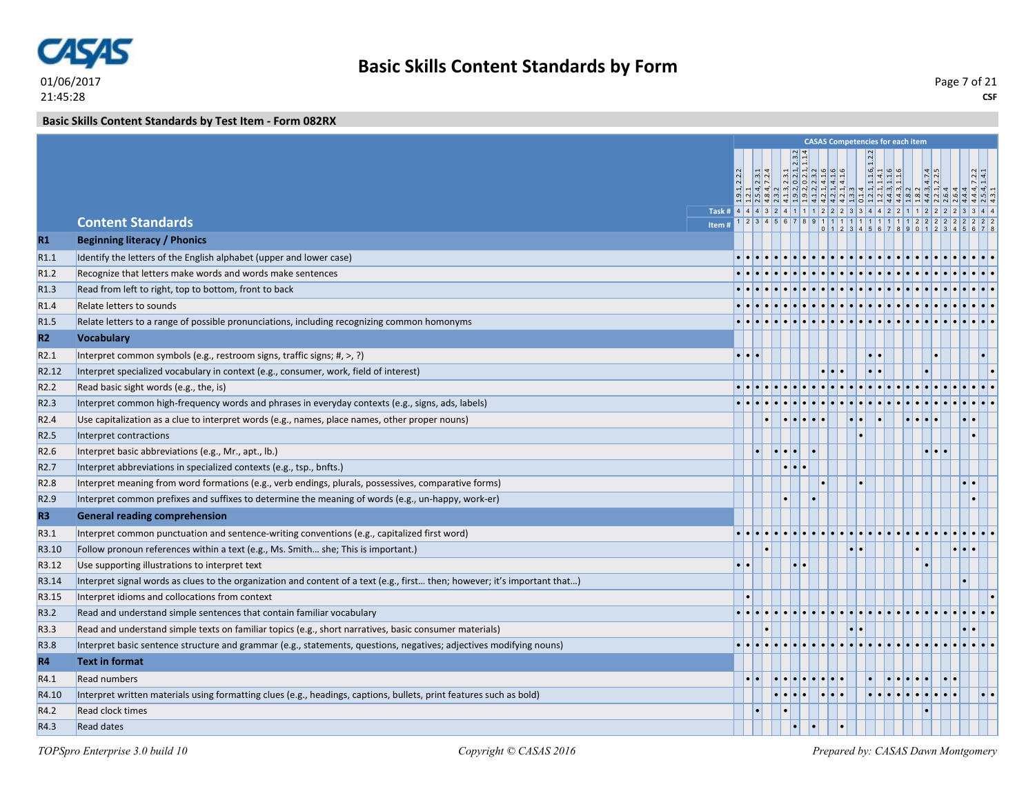## Basic Skills Content Standards by Form

01/06/2017
21:45:28

CSF

### Basic Skills Content Standards by Test Item - Form 082RX

CASAS Competencies for each item

| | Content Standards | 1.9.1, 2.2.2 | 1.2.1 | 2.5.4, 2.3.1 | 4.8.4, 7.2.4 | 2.3.2 | 4.1.3, 2.3.1 | 1.9.2, 0.2.1, 2.3.2 | 1.9.2, 0.2.1, 1.1.4 | 4.1.2, 2.3.2 | 4.2.1, 4.1.6 | 4.2.1, 4.1.6 | 4.2.1, 4.1.6 | 1.3.3 | 0.1.4 | 1.2.1, 1.1.6, 1.2.2 | 1.2.1, 1.4.1 | 4.4.3, 1.1.6 | 4.4.3, 1.1.6 | 1.8.2 | 1.8.2 | 4.4.3, 4.7.4 | 2.2.1, 2.2.5 | 2.6.4 | 2.6.4 | 4.4.4 | 4.4.4, 7.2.2 | 2.5.4, 1.4.1 | 4.3.1 |
|---|---|---|---|---|---|---|---|---|---|---|---|---|---|---|---|---|---|---|---|---|---|---|---|---|---|---|---|---|---|
| | Task # | 4 | 4 | 4 | 3 | 2 | 4 | 1 | 1 | 1 | 2 | 2 | 2 | 3 | 3 | 4 | 4 | 2 | 2 | 1 | 1 | 2 | 2 | 2 | 2 | 3 | 3 | 4 | 4 |
| | Item # | 1 | 2 | 3 | 4 | 5 | 6 | 7 | 8 | 9 | 10 | 11 | 12 | 13 | 14 | 15 | 16 | 17 | 18 | 19 | 20 | 21 | 22 | 23 | 24 | 25 | 26 | 27 | 28 |
| **R1** | **Beginning literacy / Phonics** | | | | | | | | | | | | | | | | | | | | | | | | | | | | |
| R1.1 | Identify the letters of the English alphabet (upper and lower case) | • | • | • | • | • | • | • | • | • | • | • | • | • | • | • | • | • | • | • | • | • | • | • | • | • | • | • | • |
| R1.2 | Recognize that letters make words and words make sentences | • | • | • | • | • | • | • | • | • | • | • | • | • | • | • | • | • | • | • | • | • | • | • | • | • | • | • | • |
| R1.3 | Read from left to right, top to bottom, front to back | • | • | • | • | • | • | • | • | • | • | • | • | • | • | • | • | • | • | • | • | • | • | • | • | • | • | • | • |
| R1.4 | Relate letters to sounds | • | • | • | • | • | • | • | • | • | • | • | • | • | • | • | • | • | • | • | • | • | • | • | • | • | • | • | • |
| R1.5 | Relate letters to a range of possible pronunciations, including recognizing common homonyms | • | • | • | • | • | • | • | • | • | • | • | • | • | • | • | • | • | • | • | • | • | • | • | • | • | • | • | • |
| **R2** | **Vocabulary** | | | | | | | | | | | | | | | | | | | | | | | | | | | | |
| R2.1 | Interpret common symbols (e.g., restroom signs, traffic signs; #, >, ?) | • | • | • | | | | | | | | | | | | • | • | | | | | | • | | | | | • | |
| R2.12 | Interpret specialized vocabulary in context (e.g., consumer, work, field of interest) | | | | | | | | | | • | • | • | | | • | • | | | | | • | | | | | | | • |
| R2.2 | Read basic sight words (e.g., the, is) | • | • | • | • | • | • | • | • | • | • | • | • | • | • | • | • | • | • | • | • | • | • | • | • | • | • | • | • |
| R2.3 | Interpret common high-frequency words and phrases in everyday contexts (e.g., signs, ads, labels) | • | • | • | • | • | • | • | • | • | • | • | • | • | • | • | • | • | • | • | • | • | • | • | • | • | • | • | • |
| R2.4 | Use capitalization as a clue to interpret words (e.g., names, place names, other proper nouns) | | | | • | | • | • | • | • | • | | | • | • | | • | | | • | • | • | • | | | • | • | | |
| R2.5 | Interpret contractions | | | | | | | | | | | | | | • | | | | | | | | | | | | • | | |
| R2.6 | Interpret basic abbreviations (e.g., Mr., apt., lb.) | | | • | | • | • | • | | • | | | | | | | | | | | | • | • | • | | | | | |
| R2.7 | Interpret abbreviations in specialized contexts (e.g., tsp., bnfts.) | | | | | | • | • | • | | | | | | | | | | | | | | | | | | | | |
| R2.8 | Interpret meaning from word formations (e.g., verb endings, plurals, possessives, comparative forms) | | | | | | | | | | • | | | | • | | | | | | | | | | | • | • | | |
| R2.9 | Interpret common prefixes and suffixes to determine the meaning of words (e.g., un-happy, work-er) | | | | | | • | | | • | | | | | | | | | | | | | | | | | • | | |
| **R3** | **General reading comprehension** | | | | | | | | | | | | | | | | | | | | | | | | | | | | |
| R3.1 | Interpret common punctuation and sentence-writing conventions (e.g., capitalized first word) | • | • | • | • | • | • | • | • | • | • | • | • | • | • | • | • | • | • | • | • | • | • | • | • | • | • | • | • |
| R3.10 | Follow pronoun references within a text (e.g., Ms. Smith… she; This is important.) | | | | • | | | | | | | | | • | • | | | | | | • | | | | • | • | • | | |
| R3.12 | Use supporting illustrations to interpret text | • | • | | | | | • | • | | | | | | | | | | | | | • | | | | | | | |
| R3.14 | Interpret signal words as clues to the organization and content of a text (e.g., first… then; however; it's important that…) | | | | | | | | | | | | | | | | | | | | | | | | | • | | | |
| R3.15 | Interpret idioms and collocations from context | | • | | | | | | | | | | | | | | | | | | | | | | | | | | • |
| R3.2 | Read and understand simple sentences that contain familiar vocabulary | • | • | • | • | • | • | • | • | • | • | • | • | • | • | • | • | • | • | • | • | • | • | • | • | • | • | • | • |
| R3.3 | Read and understand simple texts on familiar topics (e.g., short narratives, basic consumer materials) | | | | • | | | | | | | | | • | • | | | | | | | | | | | • | • | | |
| R3.8 | Interpret basic sentence structure and grammar (e.g., statements, questions, negatives; adjectives modifying nouns) | • | • | • | • | • | • | • | • | • | • | • | • | • | • | • | • | • | • | • | • | • | • | • | • | • | • | • | • |
| **R4** | **Text in format** | | | | | | | | | | | | | | | | | | | | | | | | | | | | |
| R4.1 | Read numbers | | • | • | | • | • | • | • | • | • | • | • | | | • | | • | • | • | • | • | | • | • | | | | |
| R4.10 | Interpret written materials using formatting clues (e.g., headings, captions, bullets, print features such as bold) | | | | | • | • | • | • | | • | • | • | | | • | • | • | • | • | • | • | • | • | • | | | • | • |
| R4.2 | Read clock times | | | • | | | • | | | | | | | | | | | | | | | • | | | | | | | |
| R4.3 | Read dates | | | | | | | • | | • | | | • | | | | | | | | | | | | | | | | |

*TOPSpro Enterprise 3.0 build 10* — *Copyright © CASAS 2016* — *Prepared by: CASAS Dawn Montgomery*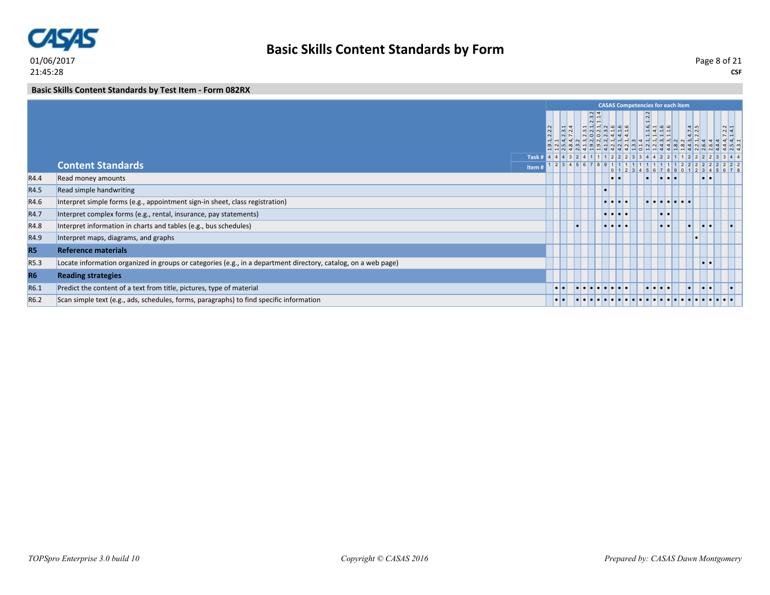# Basic Skills Content Standards by Form

01/06/2017
21:45:28

CSF

## Basic Skills Content Standards by Test Item - Form 082RX

| | Content Standards | 1 | 2 | 3 | 4 | 5 | 6 | 7 | 8 | 9 | 10 | 11 | 12 | 13 | 14 | 15 | 16 | 17 | 18 | 19 | 20 | 21 | 22 | 23 | 24 | 25 | 26 | 27 | 28 |
|---|---|---|---|---|---|---|---|---|---|---|---|---|---|---|---|---|---|---|---|---|---|---|---|---|---|---|---|---|---|
| | CASAS Competencies for each item | 1.9.1, 2.2.2 | 1.2.1 | 2.5.4, 2.3.1 | 4.8.4, 7.2.4 | 2.3.2 | 4.1.3, 2.3.1 | 1.9.2, 0.2.1, 2.3.2 | 1.9.2, 0.2.1, 1.1.4 | 4.1.2, 2.3.2 | 4.2.1, 4.1.6 | 4.2.1, 4.1.6 | 4.2.1, 4.1.6 | 1.3.3 | 0.1.4 | 1.2.1, 1.1.6, 1.2.2 | 1.2.1, 1.4.1 | 4.4.3, 1.1.6 | 4.4.3, 1.1.6 | 1.8.2 | 1.8.2 | 4.4.3, 4.7.4 | 2.2.1, 2.2.5 | 2.6.4 | 2.6.4 | 4.4.4 | 4.4.4, 7.2.2 | 2.5.4, 1.4.1 | 4.3.1 |
| | Task # | 4 | 4 | 4 | 3 | 2 | 4 | 1 | 1 | 1 | 2 | 2 | 2 | 3 | 3 | 4 | 4 | 2 | 2 | 1 | 1 | 2 | 2 | 2 | 2 | 3 | 3 | 4 | 4 |
| | Item # | 1 | 2 | 3 | 4 | 5 | 6 | 7 | 8 | 9 | 10 | 11 | 12 | 13 | 14 | 15 | 16 | 17 | 18 | 19 | 20 | 21 | 22 | 23 | 24 | 25 | 26 | 27 | 28 |
| R4.4 | Read money amounts | | | | | | | | | | • | • | | | | • | | • | • | • | | | | • | • | | | | |
| R4.5 | Read simple handwriting | | | | | | | | | • | | | | | | | | | | | | | | | | | | | |
| R4.6 | Interpret simple forms (e.g., appointment sign-in sheet, class registration) | | | | | | | | | • | • | • | • | | | • | • | • | • | • | • | • | | | | | | | |
| R4.7 | Interpret complex forms (e.g., rental, insurance, pay statements) | | | | | | | | | • | • | • | • | | | | | • | • | | | | | | | | | | |
| R4.8 | Interpret information in charts and tables (e.g., bus schedules) | | | | | • | | | | • | • | • | • | | | | | • | • | | | • | | • | • | | | • | |
| R4.9 | Interpret maps, diagrams, and graphs | | | | | | | | | | | | | | | | | | | | | | • | | | | | | |
| **R5** | **Reference materials** | | | | | | | | | | | | | | | | | | | | | | | | | | | | |
| R5.3 | Locate information organized in groups or categories (e.g., in a department directory, catalog, on a web page) | | | | | | | | | | | | | | | | | | | | | | | • | • | | | | |
| **R6** | **Reading strategies** | | | | | | | | | | | | | | | | | | | | | | | | | | | | |
| R6.1 | Predict the content of a text from title, pictures, type of material | | • | • | | • | • | • | • | • | • | • | • | | | • | • | • | • | | | • | | • | • | | | • | |
| R6.2 | Scan simple text (e.g., ads, schedules, forms, paragraphs) to find specific information | | • | • | | • | • | • | • | • | • | • | • | • | • | • | • | • | • | • | • | • | • | • | • | • | • | • | |

*TOPSpro Enterprise 3.0 build 10* *Copyright © CASAS 2016* *Prepared by: CASAS Dawn Montgomery*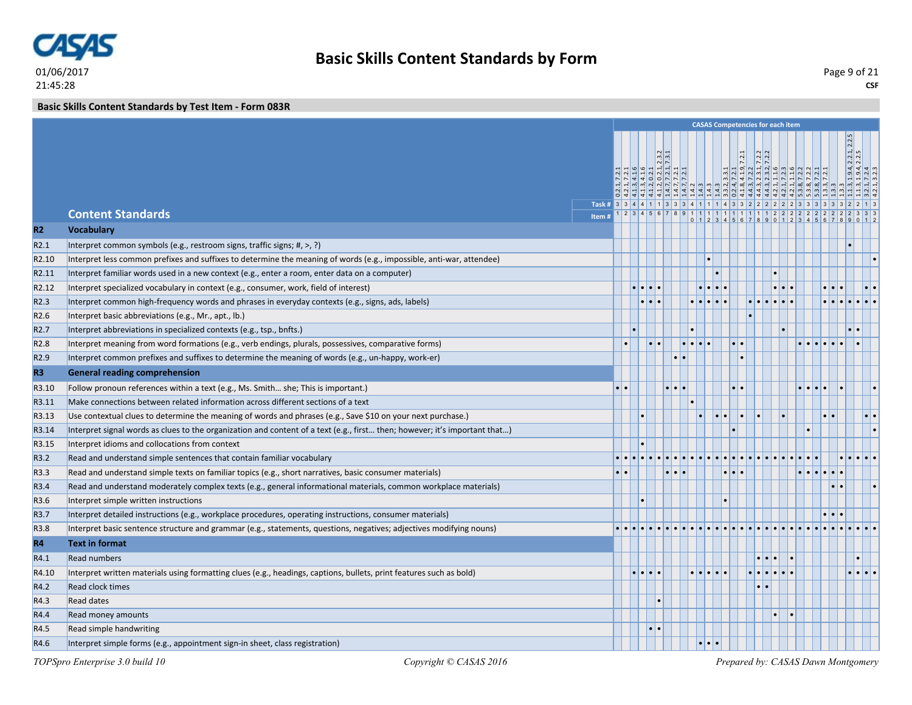# Basic Skills Content Standards by Form

01/06/2017
21:45:28

CSF

## Basic Skills Content Standards by Test Item - Form 083R

The columns headed 1–32 are test item numbers. The first two rows list the CASAS competencies and the task number for each item. A • marks each item that addresses the content standard.

| | Content Standards | 1 | 2 | 3 | 4 | 5 | 6 | 7 | 8 | 9 | 10 | 11 | 12 | 13 | 14 | 15 | 16 | 17 | 18 | 19 | 20 | 21 | 22 | 23 | 24 | 25 | 26 | 27 | 28 | 29 | 30 | 31 | 32 |
|---|---|---|---|---|---|---|---|---|---|---|---|---|---|---|---|---|---|---|---|---|---|---|---|---|---|---|---|---|---|---|---|---|---|
| | CASAS Competencies for each item | 0.2.1, 7.2.1 | 4.2.1, 7.2.1 | 4.1.3, 4.1.6 | 4.1.3, 4.1.6 | 4.1.2, 0.2.1 | 4.1.2, 0.2.1, 2.3.2 | 1.4.7, 7.2.1, 7.3.1 | 1.4.7, 7.2.1 | 1.4.7, 7.2.1 | 1.4.2 | 1.4.3 | 1.4.3 | 1.4.3 | 3.3.2, 3.3.1 | 0.2.4, 7.2.1 | 4.1.8, 4.1.9, 7.2.1 | 4.4.3, 7.2.2 | 4.4.3, 2.3.1, 7.2.2 | 4.4.3, 2.3.2, 7.2.2 | 4.2.1, 1.1.6 | 4.2.1, 7.2.3 | 4.2.1, 1.1.6 | 5.3.8, 7.2.2 | 5.3.8, 7.2.2 | 5.3.8, 7.2.1 | 1.3.3, 7.2.1 | 1.3.3 | 1.3.3 | 1.1.3, 1.9.4, 2.2.1, 2.2.5 | 1.1.3, 1.9.4, 2.2.5 | 3.2.1, 7.2.4 | 4.2.1, 3.2.3 |
| | Task # | 3 | 3 | 4 | 4 | 1 | 1 | 3 | 3 | 3 | 4 | 1 | 1 | 1 | 4 | 3 | 3 | 2 | 2 | 2 | 2 | 2 | 2 | 3 | 3 | 3 | 3 | 3 | 3 | 2 | 2 | 1 | 3 |
| **R2** | **Vocabulary** | | | | | | | | | | | | | | | | | | | | | | | | | | | | | | | | |
| R2.1 | Interpret common symbols (e.g., restroom signs, traffic signs; #, >, ?) | | | | | | | | | | | | | | | | | | | | | | | | | | | | | • | | | |
| R2.10 | Interpret less common prefixes and suffixes to determine the meaning of words (e.g., impossible, anti-war, attendee) | | | | | | | | | | | | • | | | | | | | | | | | | | | | | | | | | • |
| R2.11 | Interpret familiar words used in a new context (e.g., enter a room, enter data on a computer) | | | | | | | | | | | | | • | | | | | | | • | | | | | | | | | | | | |
| R2.12 | Interpret specialized vocabulary in context (e.g., consumer, work, field of interest) | | | • | • | • | • | | | | | • | • | • | • | | | | | | • | • | • | | | | • | • | • | | | • | • |
| R2.3 | Interpret common high-frequency words and phrases in everyday contexts (e.g., signs, ads, labels) | | | | • | • | • | | | | • | • | • | • | • | | | • | • | • | • | • | • | | | | • | • | • | • | • | • | • |
| R2.6 | Interpret basic abbreviations (e.g., Mr., apt., lb.) | | | | | | | | | | | | | | | | | • | | | | | | | | | | | | | | | |
| R2.7 | Interpret abbreviations in specialized contexts (e.g., tsp., bnfts.) | | | • | | | | | | | • | | | | | | | | | | | • | | | | | | | | • | • | | |
| R2.8 | Interpret meaning from word formations (e.g., verb endings, plurals, possessives, comparative forms) | | • | | | • | • | | | • | • | • | • | | | • | • | | | | | | | • | • | • | • | • | • | | • | | |
| R2.9 | Interpret common prefixes and suffixes to determine the meaning of words (e.g., un-happy, work-er) | | | | | | | | • | • | | | | | | | • | | | | | | | | | | | | | | | | |
| **R3** | **General reading comprehension** | | | | | | | | | | | | | | | | | | | | | | | | | | | | | | | | |
| R3.10 | Follow pronoun references within a text (e.g., Ms. Smith… she; This is important.) | • | • | | | | | • | • | • | | | | | | • | • | | | | | | | • | • | • | • | | • | | | | • |
| R3.11 | Make connections between related information across different sections of a text | | | | | | | | | | • | | | | | | | | | | | | | | | | | | | | | | |
| R3.13 | Use contextual clues to determine the meaning of words and phrases (e.g., Save $10 on your next purchase.) | | | | • | | | | | | | • | | • | • | | • | | • | | | • | | | | | • | • | | | | • | • |
| R3.14 | Interpret signal words as clues to the organization and content of a text (e.g., first… then; however; it's important that…) | | | | | | | | | | | | | | | • | | | | | | | | | • | | | | | | | | • |
| R3.15 | Interpret idioms and collocations from context | | | | • | | | | | | | | | | | | | | | | | | | | | | | | | | | | |
| R3.2 | Read and understand simple sentences that contain familiar vocabulary | • | • | • | • | • | • | • | • | • | • | • | • | • | • | • | • | • | • | • | • | • | • | • | • | • | | | • | • | • | • | • |
| R3.3 | Read and understand simple texts on familiar topics (e.g., short narratives, basic consumer materials) | • | • | | | | | • | • | • | | | | | • | • | • | | | | | | | • | • | • | • | • | • | | | | |
| R3.4 | Read and understand moderately complex texts (e.g., general informational materials, common workplace materials) | | | | | | | | | | | | | | | | | | | | | | | | | | | • | • | | | | • |
| R3.6 | Interpret simple written instructions | | | | • | | | | | | | | | | • | | | | | | | | | | | | | | | | | | |
| R3.7 | Interpret detailed instructions (e.g., workplace procedures, operating instructions, consumer materials) | | | | | | | | | | | | | | | | | | | | | | | | | | • | • | • | | | | |
| R3.8 | Interpret basic sentence structure and grammar (e.g., statements, questions, negatives; adjectives modifying nouns) | • | • | • | • | • | • | • | • | • | • | • | • | • | • | • | • | • | • | • | • | • | • | • | • | • | • | • | • | • | • | • | • |
| **R4** | **Text in format** | | | | | | | | | | | | | | | | | | | | | | | | | | | | | | | | |
| R4.1 | Read numbers | | | | | | | | | | | | | | | | | | • | • | • | | • | | | | | | | | • | | |
| R4.10 | Interpret written materials using formatting clues (e.g., headings, captions, bullets, print features such as bold) | | | • | • | • | • | | | | • | • | • | • | • | | | • | • | • | • | • | • | | | | | | | • | • | • | • |
| R4.2 | Read clock times | | | | | | | | | | | | | | | | | | • | • | | | | | | | | | | | | | |
| R4.3 | Read dates | | | | | | • | | | | | | | | | | | | | | | | | | | | | | | | | | |
| R4.4 | Read money amounts | | | | | | | | | | | | | | | | | | | | • | | • | | | | | | | | | | |
| R4.5 | Read simple handwriting | | | | | • | • | | | | | | | | | | | | | | | | | | | | | | | | | | |
| R4.6 | Interpret simple forms (e.g., appointment sign-in sheet, class registration) | | | | | | | | | | | • | • | • | | | | | | | | | | | | | | | | | | | |

*TOPSpro Enterprise 3.0 build 10* *Copyright © CASAS 2016* *Prepared by: CASAS Dawn Montgomery*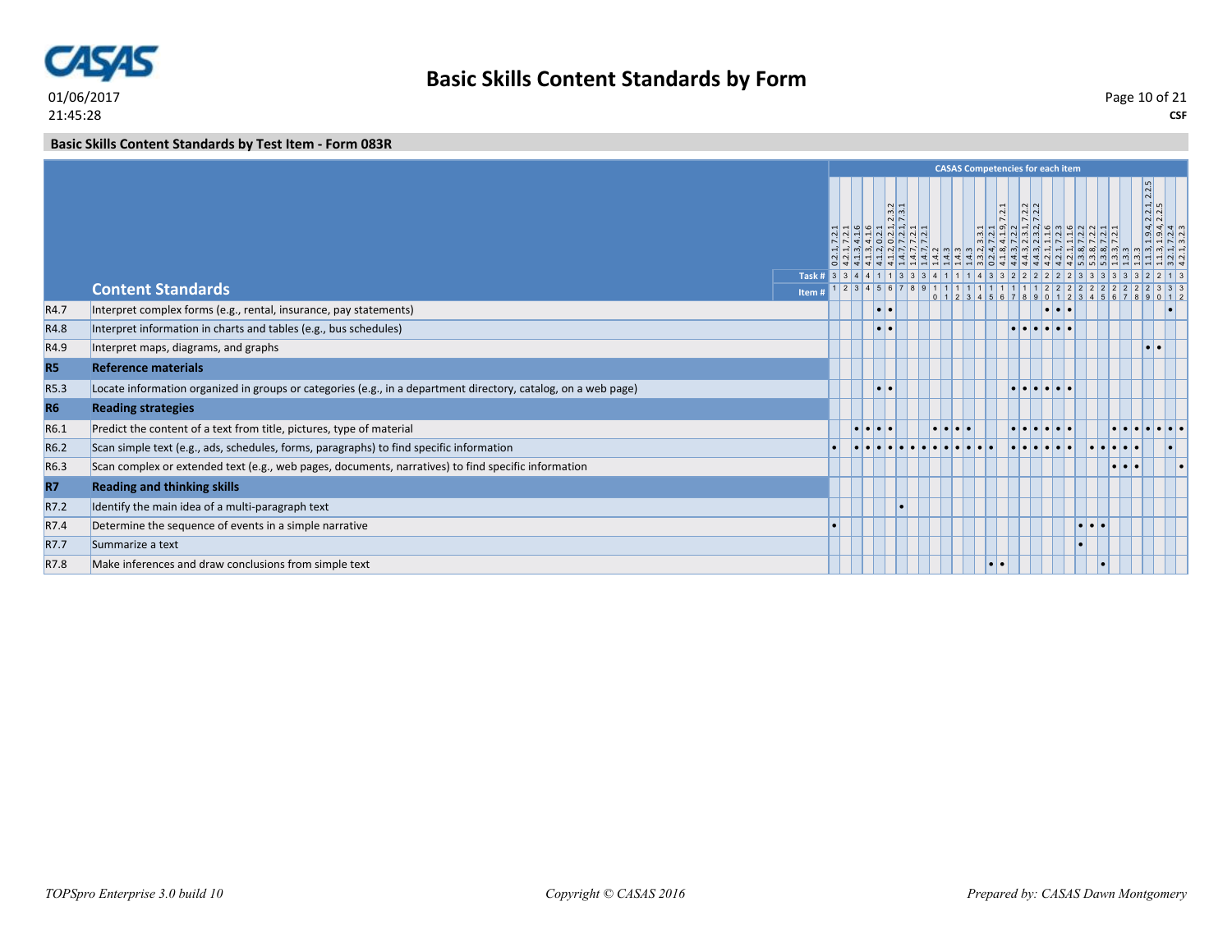## Basic Skills Content Standards by Form

01/06/2017
21:45:28

CSF

### Basic Skills Content Standards by Test Item - Form 083R

**CASAS Competencies for each item**

| | Content Standards | 1 | 2 | 3 | 4 | 5 | 6 | 7 | 8 | 9 | 10 | 11 | 12 | 13 | 14 | 15 | 16 | 17 | 18 | 19 | 20 | 21 | 22 | 23 | 24 | 25 | 26 | 27 | 28 | 29 | 30 | 31 | 32 |
|---|---|---|---|---|---|---|---|---|---|---|---|---|---|---|---|---|---|---|---|---|---|---|---|---|---|---|---|---|---|---|---|---|---|
| | CASAS Competencies | 0.2.1, 7.2.1 | 4.2.1, 7.2.1 | 4.1.3, 4.1.6 | 4.1.3, 4.1.6 | 4.1.2, 0.2.1 | 4.1.2, 0.2.1, 2.3.2 | 1.4.7, 7.2.1, 7.3.1 | 1.4.7, 7.2.1 | 1.4.7, 7.2.1 | 1.4.2 | 1.4.3 | 1.4.3 | 1.4.3 | 3.3.2, 3.3.1 | 0.2.4, 7.2.1 | 4.1.8, 4.1.9, 7.2.1 | 4.4.3, 7.2.2 | 4.4.3, 2.3.1, 7.2.2 | 4.4.3, 2.3.2, 7.2.2 | 4.2.1, 1.1.6 | 4.2.1, 7.2.3 | 4.2.1, 1.1.6 | 5.3.8, 7.2.2 | 5.3.8, 7.2.2 | 5.3.8, 7.2.1 | 1.3.3, 7.2.1 | 1.3.3 | 1.3.3 | 1.1.3, 1.9.4, 2.2.1, 2.2.5 | 1.1.3, 1.9.4, 2.2.5 | 3.2.1, 7.2.4 | 4.2.1, 3.2.3 |
| | Task # | 3 | 3 | 4 | 4 | 1 | 1 | 3 | 3 | 3 | 4 | 1 | 1 | 1 | 4 | 3 | 3 | 2 | 2 | 2 | 2 | 2 | 2 | 3 | 3 | 3 | 3 | 3 | 3 | 2 | 2 | 1 | 3 |
| R4.7 | Interpret complex forms (e.g., rental, insurance, pay statements) | | | | | • | • | | | | | | | | | | | | | | • | • | • | | | | | | | | | • | |
| R4.8 | Interpret information in charts and tables (e.g., bus schedules) | | | | | • | • | | | | | | | | | | | • | • | • | • | • | • | | | | | | | | | | |
| R4.9 | Interpret maps, diagrams, and graphs | | | | | | | | | | | | | | | | | | | | | | | | | | | | | • | • | | |
| **R5** | **Reference materials** | | | | | | | | | | | | | | | | | | | | | | | | | | | | | | | | |
| R5.3 | Locate information organized in groups or categories (e.g., in a department directory, catalog, on a web page) | | | | | • | • | | | | | | | | | | | • | • | • | • | • | • | | | | | | | | | | |
| **R6** | **Reading strategies** | | | | | | | | | | | | | | | | | | | | | | | | | | | | | | | | |
| R6.1 | Predict the content of a text from title, pictures, type of material | | | • | • | • | • | | | | • | • | • | • | | | | • | • | • | • | • | • | | | | • | • | • | • | • | • | • |
| R6.2 | Scan simple text (e.g., ads, schedules, forms, paragraphs) to find specific information | • | | • | • | • | • | • | • | • | • | • | • | • | • | • | | • | • | • | • | • | • | | • | • | • | • | • | | | • | |
| R6.3 | Scan complex or extended text (e.g., web pages, documents, narratives) to find specific information | | | | | | | | | | | | | | | | | | | | | | | | | | • | • | • | | | | • |
| **R7** | **Reading and thinking skills** | | | | | | | | | | | | | | | | | | | | | | | | | | | | | | | | |
| R7.2 | Identify the main idea of a multi-paragraph text | | | | | | | • | | | | | | | | | | | | | | | | | | | | | | | | | |
| R7.4 | Determine the sequence of events in a simple narrative | • | | | | | | | | | | | | | | | | | | | | | | • | • | • | | | | | | | |
| R7.7 | Summarize a text | | | | | | | | | | | | | | | | | | | | | | | • | | | | | | | | | |
| R7.8 | Make inferences and draw conclusions from simple text | | | | | | | | | | | | | | | • | • | | | | | | | | | • | | | | | | | |

*TOPSpro Enterprise 3.0 build 10* *Copyright © CASAS 2016* *Prepared by: CASAS Dawn Montgomery*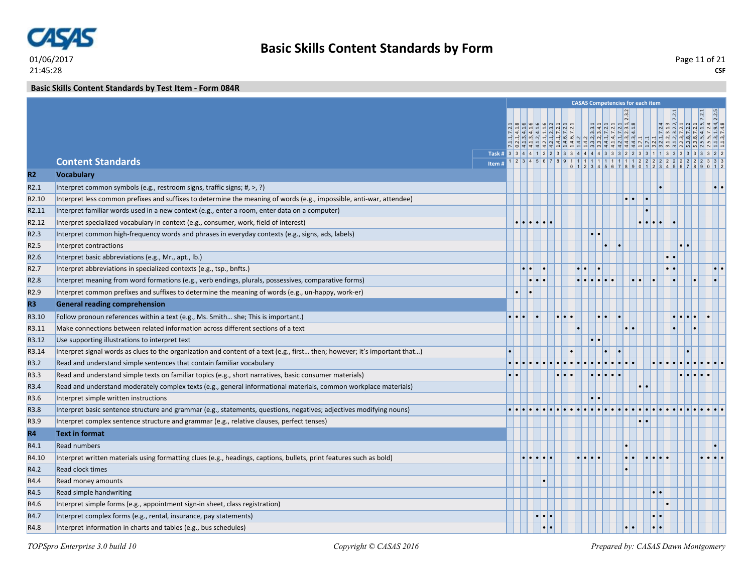| | Content Standards | 1 | 2 | 3 | 4 | 5 | 6 | 7 | 8 | 9 | 10 | 11 | 12 | 13 | 14 | 15 | 16 | 17 | 18 | 19 | 20 | 21 | 22 | 23 | 24 | 25 | 26 | 27 | 28 | 29 | 30 | 31 | 32 |
|---|---|---|---|---|---|---|---|---|---|---|---|---|---|---|---|---|---|---|---|---|---|---|---|---|---|---|---|---|---|---|---|---|---|
| | CASAS Competencies for each item | 7.1.1, 7.2.1 | 0.2.1, 4.1.8 | 4.1.3, 4.1.6 | 4.1.3, 4.1.6 | 4.1.2, 4.1.6 | 4.2.1, 1.1.6 | 4.2.1, 2.3.2 | 1.4.1, 7.2.1 | 1.4.6, 7.2.1 | 1.4.6, 7.2.1 | 1.4.2 | 1.4.2 | 3.3.2, 3.3.1 | 3.3.2, 3.4.1 | 4.4.1, 7.2.1 | 4.1.4, 7.2.1 | 4.2.1, 7.2.1 | 4.4.3, 2.3.1, 2.3.2 | 4.4.3, 4.1.8 | 1.7.1 | 1.7.1 | 3.2.1 | 3.2.1, 7.2.4 | 3.1.2, 3.1.3 | 3.1.2, 3.2.2, 7.2.1 | 2.2.3, 7.2.1 | 5.3.8, 7.2.2 | 5.3.8, 7.2.1 | 2.5.5, 4.1.5, 7.2.1 | 2.5.5, 7.2.4 | 1.1.3, 1.9.4, 2.2.5 | 1.1.3, 7.4.8 |
| | Task # | 3 | 3 | 4 | 4 | 1 | 2 | 2 | 3 | 3 | 3 | 4 | 4 | 4 | 4 | 3 | 3 | 3 | 2 | 2 | 3 | 3 | 1 | 1 | 3 | 3 | 3 | 3 | 3 | 3 | 3 | 2 | 2 |
| **R2** | **Vocabulary** | | | | | | | | | | | | | | | | | | | | | | | | | | | | | | | | |
| R2.1 | Interpret common symbols (e.g., restroom signs, traffic signs; #, >, ?) | | | | | | | | | | | | | | | | | | | | | | | • | | | | | | | | • | • |
| R2.10 | Interpret less common prefixes and suffixes to determine the meaning of words (e.g., impossible, anti-war, attendee) | | | | | | | | | | | | | | | | | | • | • | | • | | | | | | | | | | | |
| R2.11 | Interpret familiar words used in a new context (e.g., enter a room, enter data on a computer) | | | | | | | | | | | | | | | | | | | | | • | | | | | | | | | | | |
| R2.12 | Interpret specialized vocabulary in context (e.g., consumer, work, field of interest) | | • | • | • | • | • | • | | | | | | | | | | | | | • | • | • | • | | • | | | | | | | |
| R2.3 | Interpret common high-frequency words and phrases in everyday contexts (e.g., signs, ads, labels) | | | | | | | | | | | | | • | • | | | | | | | | | | | | | | | | | | |
| R2.5 | Interpret contractions | | | | | | | | | | | | | | | • | | • | | | | | | | | | • | • | | | | | |
| R2.6 | Interpret basic abbreviations (e.g., Mr., apt., lb.) | | | | | | | | | | | | | | | | | | | | | | | | • | • | | | | | | | |
| R2.7 | Interpret abbreviations in specialized contexts (e.g., tsp., bnfts.) | | | • | • | | • | | | | | • | • | | • | | | | | | | | | | • | • | | | | | | • | • |
| R2.8 | Interpret meaning from word formations (e.g., verb endings, plurals, possessives, comparative forms) | | | | • | • | • | | | | | • | • | • | • | • | • | | | • | • | | • | | | • | | | • | | | • | |
| R2.9 | Interpret common prefixes and suffixes to determine the meaning of words (e.g., un-happy, work-er) | | • | | • | | | | | | | | | | | | | | | | | | | | | | | | | | | | |
| **R3** | **General reading comprehension** | | | | | | | | | | | | | | | | | | | | | | | | | | | | | | | | |
| R3.10 | Follow pronoun references within a text (e.g., Ms. Smith… she; This is important.) | • | • | • | | • | | | • | • | • | | | | • | • | | • | | | | | | | | • | • | • | • | | • | | |
| R3.11 | Make connections between related information across different sections of a text | | | | | | | | | | | • | | | | | | | • | • | | | | | | • | | | • | | | | |
| R3.12 | Use supporting illustrations to interpret text | | | | | | | | | | | | | • | • | | | | | | | | | | | | | | | | | | |
| R3.14 | Interpret signal words as clues to the organization and content of a text (e.g., first… then; however; it's important that…) | • | | | | | | | | | • | | | | | • | | • | | | | | | | | | | • | | | | | |
| R3.2 | Read and understand simple sentences that contain familiar vocabulary | • | • | • | • | • | • | • | • | • | • | • | • | • | • | • | • | • | • | • | | | • | • | • | • | • | • | • | • | • | • | • |
| R3.3 | Read and understand simple texts on familiar topics (e.g., short narratives, basic consumer materials) | • | • | | | | | | • | • | • | | | • | • | • | • | • | | | | | | | | | • | • | • | • | • | | |
| R3.4 | Read and understand moderately complex texts (e.g., general informational materials, common workplace materials) | | | | | | | | | | | | | | | | | | | | • | • | | | | | | | | | | | |
| R3.6 | Interpret simple written instructions | | | | | | | | | | | | | • | • | | | | | | | | | | | | | | | | | | |
| R3.8 | Interpret basic sentence structure and grammar (e.g., statements, questions, negatives; adjectives modifying nouns) | • | • | • | • | • | • | • | • | • | • | • | • | • | • | • | • | • | • | • | • | • | • | • | • | • | • | • | • | • | • | • | • |
| R3.9 | Interpret complex sentence structure and grammar (e.g., relative clauses, perfect tenses) | | | | | | | | | | | | | | | | | | | | • | • | | | | | | | | | | | |
| **R4** | **Text in format** | | | | | | | | | | | | | | | | | | | | | | | | | | | | | | | | |
| R4.1 | Read numbers | | | | | | | | | | | | | | | | | | • | | | | | | | | | | | | | • | |
| R4.10 | Interpret written materials using formatting clues (e.g., headings, captions, bullets, print features such as bold) | | | • | • | • | • | • | | | | • | • | • | • | | | | • | • | | • | • | • | • | | | | | • | • | • | • |
| R4.2 | Read clock times | | | | | | | | | | | | | | | | | | • | | | | | | | | | | | | | | |
| R4.4 | Read money amounts | | | | | | • | | | | | | | | | | | | | | | | | | | | | | | | | | |
| R4.5 | Read simple handwriting | | | | | | | | | | | | | | | | | | | | | | • | • | | | | | | | | | |
| R4.6 | Interpret simple forms (e.g., appointment sign-in sheet, class registration) | | | | | | | | | | | | | | | | | | | | | | | | • | | | | | | | | |
| R4.7 | Interpret complex forms (e.g., rental, insurance, pay statements) | | | | | • | • | • | | | | | | | | | | | | | | | • | • | | | | | | | | | |
| R4.8 | Interpret information in charts and tables (e.g., bus schedules) | | | | | | • | • | | | | | | | | | | | • | • | | | • | • | | | | | | | | | |

*TOPSpro Enterprise 3.0 build 10* *Copyright © CASAS 2016* *Prepared by: CASAS Dawn Montgomery*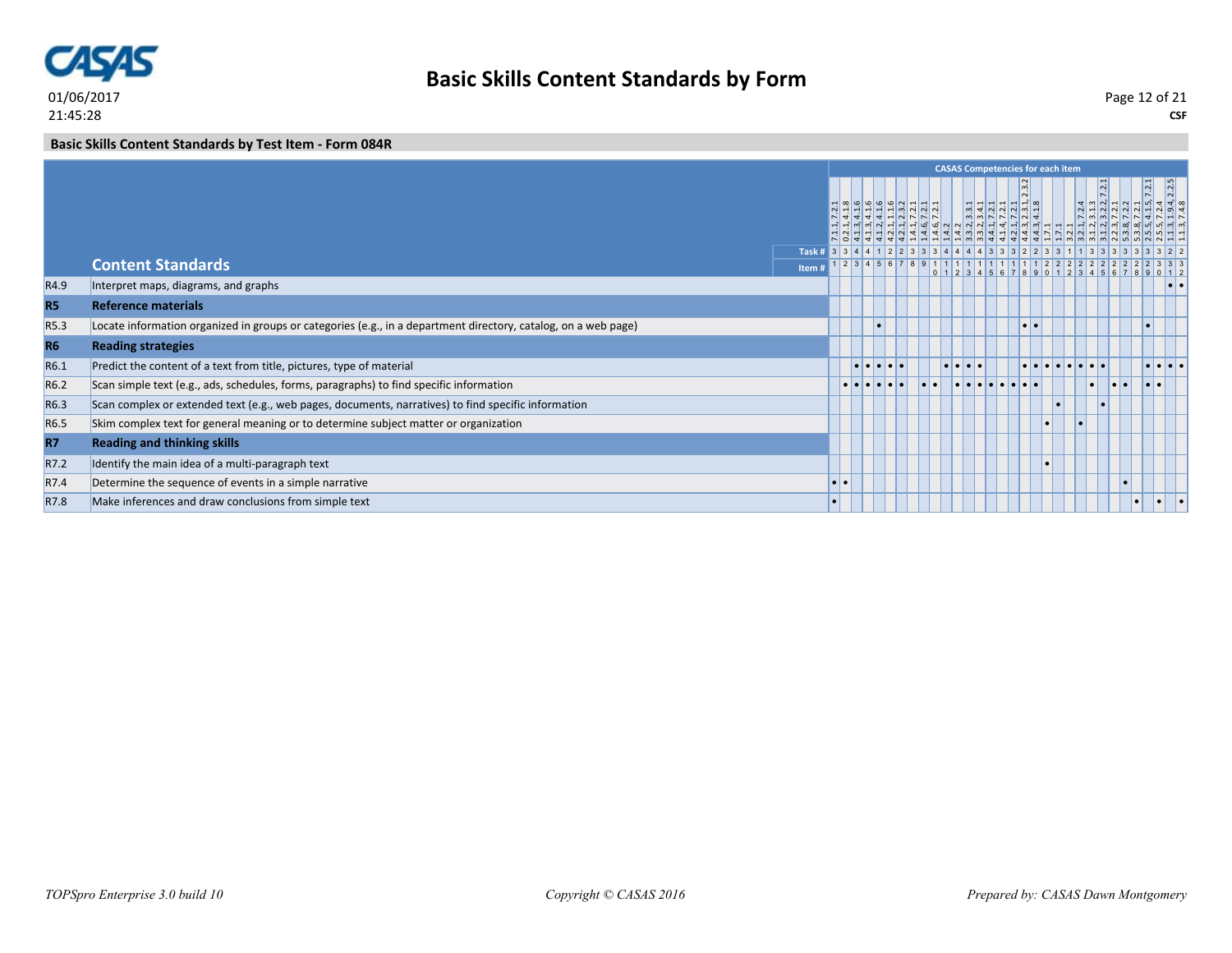## Basic Skills Content Standards by Form

01/06/2017
21:45:28

CSF

**Basic Skills Content Standards by Test Item - Form 084R**

| | | CASAS Competencies for each item | | | | | | | | | | | | | | | | | | | | | | | | | | | | | | | |
|---|---|---|---|---|---|---|---|---|---|---|---|---|---|---|---|---|---|---|---|---|---|---|---|---|---|---|---|---|---|---|---|---|---|
| | | 7.1.1, 7.2.1 | 0.2.1, 4.1.8 | 4.1.3, 4.1.6 | 4.1.3, 4.1.6 | 4.1.2, 4.1.6 | 4.2.1, 1.1.6 | 4.2.1, 2.3.2 | 1.4.1, 7.2.1 | 1.4.6, 7.2.1 | 1.4.6, 7.2.1 | 1.4.2 | 1.4.2 | 3.3.2, 3.3.1 | 3.3.2, 3.4.1 | 4.4.1, 7.2.1 | 4.1.4, 7.2.1 | 4.2.1, 7.2.1 | 4.4.3, 2.3.1, 2.3.2 | 4.4.3, 4.1.8 | 1.7.1 | 1.7.1 | 3.2.1 | 3.2.1, 7.2.4 | 3.1.2, 3.1.3 | 3.1.2, 3.2.2, 7.2.1 | 2.2.3, 7.2.1 | 5.3.8, 7.2.2 | 5.3.8, 7.2.1 | 2.5.5, 4.1.5, 7.2.1 | 2.5.5, 7.2.4 | 1.1.3, 1.9.4, 2.2.5 | 1.1.3, 7.4.8 |
| | Task # | 3 | 3 | 4 | 4 | 1 | 2 | 2 | 3 | 3 | 3 | 4 | 4 | 4 | 4 | 3 | 3 | 3 | 2 | 2 | 3 | 3 | 1 | 1 | 3 | 3 | 3 | 3 | 3 | 3 | 3 | 2 | 2 |
| | **Content Standards** Item # | 1 | 2 | 3 | 4 | 5 | 6 | 7 | 8 | 9 | 10 | 11 | 12 | 13 | 14 | 15 | 16 | 17 | 18 | 19 | 20 | 21 | 22 | 23 | 24 | 25 | 26 | 27 | 28 | 29 | 30 | 31 | 32 |
| R4.9 | Interpret maps, diagrams, and graphs | | | | | | | | | | | | | | | | | | | | | | | | | | | | | | | • | • |
| **R5** | **Reference materials** | | | | | | | | | | | | | | | | | | | | | | | | | | | | | | | | |
| R5.3 | Locate information organized in groups or categories (e.g., in a department directory, catalog, on a web page) | | | | | • | | | | | | | | | | | | | • | • | | | | | | | | | | • | | | |
| **R6** | **Reading strategies** | | | | | | | | | | | | | | | | | | | | | | | | | | | | | | | | |
| R6.1 | Predict the content of a text from title, pictures, type of material | | | • | • | • | • | • | | | | • | • | • | • | | | | • | • | • | • | • | • | • | • | | | | • | • | • | • |
| R6.2 | Scan simple text (e.g., ads, schedules, forms, paragraphs) to find specific information | | • | • | • | • | • | • | | • | • | | • | • | • | • | • | • | • | • | | | | | • | | • | • | | • | • | | |
| R6.3 | Scan complex or extended text (e.g., web pages, documents, narratives) to find specific information | | | | | | | | | | | | | | | | | | | | | • | | | | • | | | | | | | |
| R6.5 | Skim complex text for general meaning or to determine subject matter or organization | | | | | | | | | | | | | | | | | | | | • | | | • | | | | | | | | | |
| **R7** | **Reading and thinking skills** | | | | | | | | | | | | | | | | | | | | | | | | | | | | | | | | |
| R7.2 | Identify the main idea of a multi-paragraph text | | | | | | | | | | | | | | | | | | | | • | | | | | | | | | | | | |
| R7.4 | Determine the sequence of events in a simple narrative | • | • | | | | | | | | | | | | | | | | | | | | | | | | | • | | | | | |
| R7.8 | Make inferences and draw conclusions from simple text | • | | | | | | | | | | | | | | | | | | | | | | | | | | | • | | • | | • |

*TOPSpro Enterprise 3.0 build 10* *Copyright © CASAS 2016* *Prepared by: CASAS Dawn Montgomery*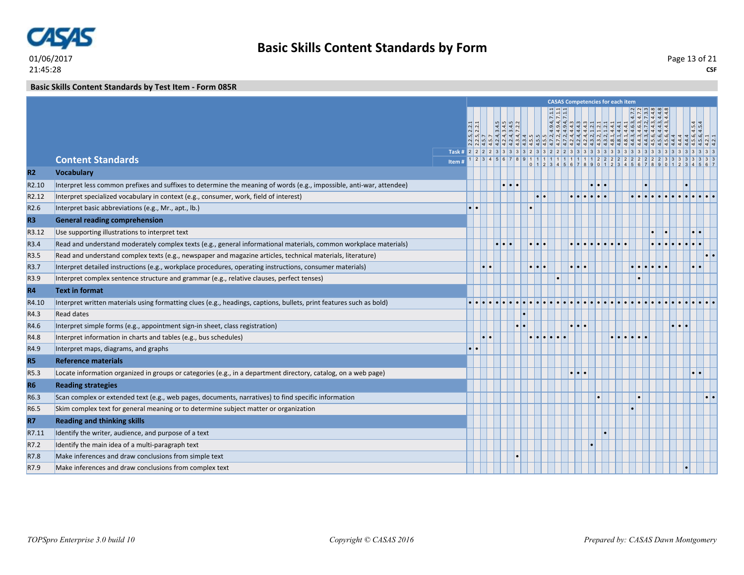# Basic Skills Content Standards by Form

01/06/2017
21:45:28

CSF

## Basic Skills Content Standards by Test Item - Form 085R

CASAS Competencies for each item

| Code | Content Standards | 1 | 2 | 3 | 4 | 5 | 6 | 7 | 8 | 9 | 10 | 11 | 12 | 13 | 14 | 15 | 16 | 17 | 18 | 19 | 20 | 21 | 22 | 23 | 24 | 25 | 26 | 27 | 28 | 29 | 30 | 31 | 32 | 33 | 34 | 35 | 36 | 37 |
|---|---|---|---|---|---|---|---|---|---|---|---|---|---|---|---|---|---|---|---|---|---|---|---|---|---|---|---|---|---|---|---|---|---|---|---|---|---|---|
| | CASAS Competencies | 2.2.5, 2.2.1 | 2.2.5, 2.2.1 | 4.5.7 | 4.5.7 | 4.2.4, 3.4.5 | 4.2.4, 3.4.5 | 4.2.4, 3.4.5 | 4.3.4, 7.2.2 | 4.3.4 | 4.5.5 | 4.5.5 | 4.5.5 | 4.7.2, 4.9.4, 7.1.1 | 4.7.2, 4.9.4, 7.1.1 | 4.7.2, 4.9.4, 7.1.1 | 4.2.4, 4.4.3 | 4.2.4, 4.4.3 | 4.2.4, 4.4.3 | 4.3.2, 1.2.1 | 4.3.2, 1.2.1 | 4.3.2, 1.2.1 | 4.8.1, 4.4.1 | 4.8.1, 4.4.1 | 4.8.1, 4.4.1 | 4.4.3, 4.6.3, 4.7.2 | 4.4.3, 4.6.3, 4.7.2 | 4.4.3, 4.7.2, 7.3.3 | 4.5.6, 4.4.3, 4.4.8 | 4.5.6, 4.4.3, 4.4.8 | 4.5.6, 4.4.3, 4.4.8 | 4.4.4 | 4.4.4 | 4.4.4 | 4.5.6, 4.5.4 | 4.5.6, 4.5.4 | 4.2.1 | 4.2.1 |
| | Task # | 2 | 2 | 2 | 2 | 3 | 3 | 3 | 3 | 3 | 2 | 3 | 3 | 2 | 2 | 2 | 3 | 3 | 3 | 3 | 3 | 3 | 3 | 3 | 3 | 3 | 3 | 3 | 3 | 3 | 3 | 3 | 3 | 3 | 3 | 3 | 3 | 3 |
| **R2** | **Vocabulary** | | | | | | | | | | | | | | | | | | | | | | | | | | | | | | | | | | | | | |
| R2.10 | Interpret less common prefixes and suffixes to determine the meaning of words (e.g., impossible, anti-war, attendee) | | | | | | • | • | • | | | | | | | | | | | • | • | • | | | | | | • | | | | | | • | | | | |
| R2.12 | Interpret specialized vocabulary in context (e.g., consumer, work, field of interest) | | | | | | | | | | | • | • | | | | • | • | • | • | • | • | | | | • | • | • | • | • | • | • | • | • | • | • | • | • |
| R2.6 | Interpret basic abbreviations (e.g., Mr., apt., lb.) | • | • | | | | | | | | • | | | | | | | | | | | | | | | | | | | | | | | | | | | |
| **R3** | **General reading comprehension** | | | | | | | | | | | | | | | | | | | | | | | | | | | | | | | | | | | | | |
| R3.12 | Use supporting illustrations to interpret text | | | | | | | | | | | | | | | | | | | | | | | | | | | | • | | • | | | | • | • | | |
| R3.4 | Read and understand moderately complex texts (e.g., general informational materials, common workplace materials) | | | | | • | • | • | | | • | • | • | | | | • | • | • | • | • | • | • | • | • | | | | • | • | • | • | • | • | • | • | | |
| R3.5 | Read and understand complex texts (e.g., newspaper and magazine articles, technical materials, literature) | | | | | | | | | | | | | | | | | | | | | | | | | | | | | | | | | | | | • | • |
| R3.7 | Interpret detailed instructions (e.g., workplace procedures, operating instructions, consumer materials) | | | • | • | | | | | | • | • | • | | | | • | • | • | | | | | | | • | • | • | • | • | • | | | | • | • | | |
| R3.9 | Interpret complex sentence structure and grammar (e.g., relative clauses, perfect tenses) | | | | | | | | | | | | | | • | | | | | | | | | | | | • | | | | | | | | | | | |
| **R4** | **Text in format** | | | | | | | | | | | | | | | | | | | | | | | | | | | | | | | | | | | | | |
| R4.10 | Interpret written materials using formatting clues (e.g., headings, captions, bullets, print features such as bold) | • | • | • | • | • | • | • | • | • | • | • | • | • | • | • | • | • | • | • | • | • | • | • | • | • | • | • | • | • | • | • | • | • | • | • | • | • |
| R4.3 | Read dates | | | | | | | | | • | | | | | | | | | | | | | | | | | | | | | | | | | | | | |
| R4.6 | Interpret simple forms (e.g., appointment sign-in sheet, class registration) | | | | | | | | • | • | | | | | | | • | • | • | | | | | | | | | | | | | • | • | • | | | | |
| R4.8 | Interpret information in charts and tables (e.g., bus schedules) | | | • | • | | | | | | • | • | • | • | • | • | | | | | | | • | • | • | • | • | • | | | | | | | | | | |
| R4.9 | Interpret maps, diagrams, and graphs | • | • | | | | | | | | | | | | | | | | | | | | | | | | | | | | | | | | | | | |
| **R5** | **Reference materials** | | | | | | | | | | | | | | | | | | | | | | | | | | | | | | | | | | | | | |
| R5.3 | Locate information organized in groups or categories (e.g., in a department directory, catalog, on a web page) | | | | | | | | | | | | | | | | • | • | • | | | | | | | | | | | | | | | | • | • | | |
| **R6** | **Reading strategies** | | | | | | | | | | | | | | | | | | | | | | | | | | | | | | | | | | | | | |
| R6.3 | Scan complex or extended text (e.g., web pages, documents, narratives) to find specific information | | | | | | | | | | | | | | | | | | | | • | | | | | | • | | | | | | | | | | • | • |
| R6.5 | Skim complex text for general meaning or to determine subject matter or organization | | | | | | | | | | | | | | | | | | | | | | | | | • | | | | | | | | | | | | |
| **R7** | **Reading and thinking skills** | | | | | | | | | | | | | | | | | | | | | | | | | | | | | | | | | | | | | |
| R7.11 | Identify the writer, audience, and purpose of a text | | | | | | | | | | | | | | | | | | | | | • | | | | | | | | | | | | | | | | |
| R7.2 | Identify the main idea of a multi-paragraph text | | | | | | | | | | | | | | | | | | | • | | | | | | | | | | | | | | | | | | |
| R7.8 | Make inferences and draw conclusions from simple text | | | | | | | | • | | | | | | | | | | | | | | | | | | | | | | | | | | | | | |
| R7.9 | Make inferences and draw conclusions from complex text | | | | | | | | | | | | | | | | | | | | | | | | | | | | | | | | | • | | | | |

*TOPSpro Enterprise 3.0 build 10* *Copyright © CASAS 2016* *Prepared by: CASAS Dawn Montgomery*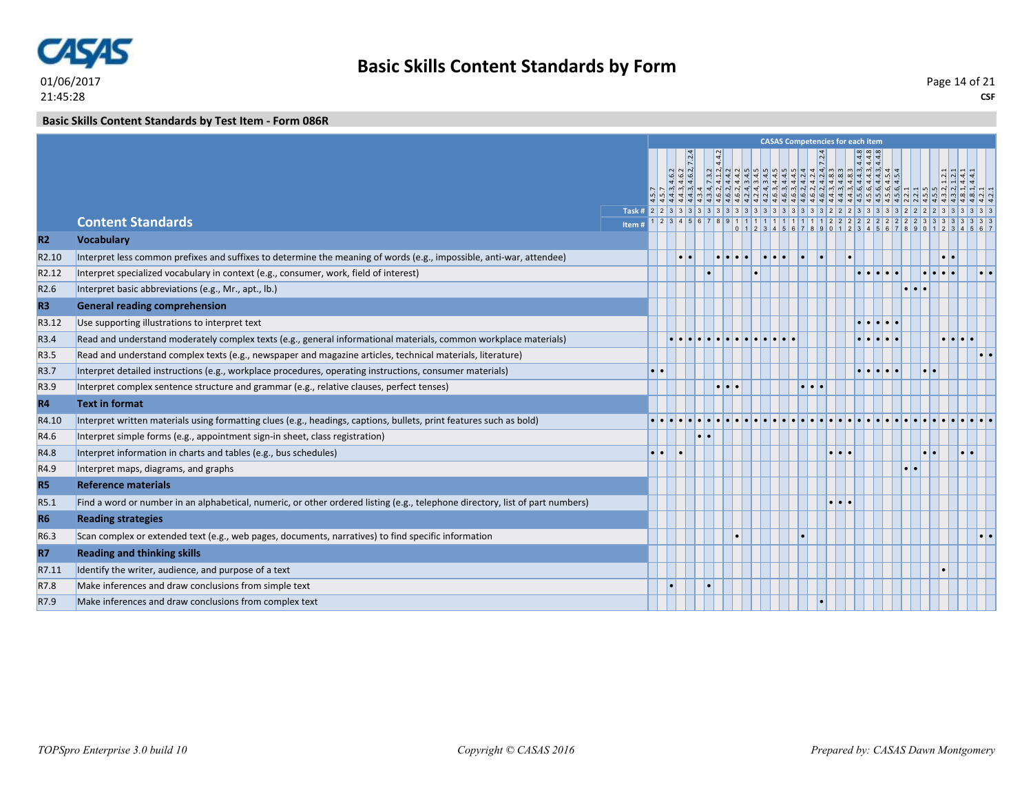# Basic Skills Content Standards by Form

01/06/2017
21:45:28

CSF

## Basic Skills Content Standards by Test Item - Form 086R

CASAS Competencies for each item

| | Content Standards | 1 | 2 | 3 | 4 | 5 | 6 | 7 | 8 | 9 | 10 | 11 | 12 | 13 | 14 | 15 | 16 | 17 | 18 | 19 | 20 | 21 | 22 | 23 | 24 | 25 | 26 | 27 | 28 | 29 | 30 | 31 | 32 | 33 | 34 | 35 | 36 | 37 |
|---|---|---|---|---|---|---|---|---|---|---|---|---|---|---|---|---|---|---|---|---|---|---|---|---|---|---|---|---|---|---|---|---|---|---|---|---|---|---|
| | CASAS Competencies | 4.5.7 | 4.5.7 | 4.4.3, 4.6.2 | 4.4.3, 4.6.2 | 4.4.3, 4.6.2, 7.2.4 | 4.3.4 | 4.3.4, 7.3.2 | 4.6.2, 4.1.2, 4.4.2 | 4.6.2, 4.4.2 | 4.6.2, 4.4.2 | 4.2.4, 3.4.5 | 4.2.4, 3.4.5 | 4.2.4, 3.4.5 | 4.6.3, 4.4.5 | 4.6.3, 4.4.5 | 4.6.3, 4.4.5 | 4.6.2, 4.2.4 | 4.6.2, 4.2.4 | 4.6.2, 4.2.4, 7.2.4 | 4.4.3, 4.8.3 | 4.4.3, 4.8.3 | 4.4.3, 4.8.3 | 4.5.6, 4.4.3, 4.4.8 | 4.5.6, 4.4.3, 4.4.8 | 4.5.6, 4.4.3, 4.4.8 | 4.5.6, 4.5.4 | 4.5.6, 4.5.4 | 2.2.1 | 2.2.1 | 4.5.5 | 4.5.5 | 4.3.2, 1.2.1 | 4.3.2, 1.2.1 | 4.8.1, 4.4.1 | 4.8.1, 4.4.1 | 4.2.1 | 4.2.1 |
| | Task # | 2 | 2 | 3 | 3 | 3 | 3 | 3 | 3 | 3 | 3 | 3 | 3 | 3 | 3 | 3 | 3 | 3 | 3 | 3 | 2 | 2 | 2 | 3 | 3 | 3 | 3 | 3 | 2 | 2 | 2 | 2 | 3 | 3 | 3 | 3 | 3 | 3 |
| | Item # | 1 | 2 | 3 | 4 | 5 | 6 | 7 | 8 | 9 | 10 | 11 | 12 | 13 | 14 | 15 | 16 | 17 | 18 | 19 | 20 | 21 | 22 | 23 | 24 | 25 | 26 | 27 | 28 | 29 | 30 | 31 | 32 | 33 | 34 | 35 | 36 | 37 |
| **R2** | **Vocabulary** | | | | | | | | | | | | | | | | | | | | | | | | | | | | | | | | | | | | | |
| R2.10 | Interpret less common prefixes and suffixes to determine the meaning of words (e.g., impossible, anti-war, attendee) | | | | • | • | | | • | • | • | • | | • | • | • | | • | | • | | | • | | | | | | | | | | • | • | | | | |
| R2.12 | Interpret specialized vocabulary in context (e.g., consumer, work, field of interest) | | | | | | | • | | | | | • | | | | | | | | | | | • | • | • | • | • | | | • | • | • | • | | | • | • |
| R2.6 | Interpret basic abbreviations (e.g., Mr., apt., lb.) | | | | | | | | | | | | | | | | | | | | | | | | | | | | • | • | • | | | | | | | |
| **R3** | **General reading comprehension** | | | | | | | | | | | | | | | | | | | | | | | | | | | | | | | | | | | | | |
| R3.12 | Use supporting illustrations to interpret text | | | | | | | | | | | | | | | | | | | | | | | • | • | • | • | • | | | | | | | | | | |
| R3.4 | Read and understand moderately complex texts (e.g., general informational materials, common workplace materials) | | | • | • | • | • | • | • | • | • | • | • | • | • | • | • | | | | | | | • | • | • | • | • | | | | | • | • | • | • | | |
| R3.5 | Read and understand complex texts (e.g., newspaper and magazine articles, technical materials, literature) | | | | | | | | | | | | | | | | | | | | | | | | | | | | | | | | | | | | • | • |
| R3.7 | Interpret detailed instructions (e.g., workplace procedures, operating instructions, consumer materials) | • | • | | | | | | | | | | | | | | | | | | | | | • | • | • | • | • | | | • | • | | | | | | |
| R3.9 | Interpret complex sentence structure and grammar (e.g., relative clauses, perfect tenses) | | | | | | | | • | • | • | | | | | | | • | • | • | | | | | | | | | | | | | | | | | | |
| **R4** | **Text in format** | | | | | | | | | | | | | | | | | | | | | | | | | | | | | | | | | | | | | |
| R4.10 | Interpret written materials using formatting clues (e.g., headings, captions, bullets, print features such as bold) | • | • | • | • | • | • | • | • | • | • | • | • | • | • | • | • | • | • | • | • | • | • | • | • | • | • | • | • | • | • | • | • | • | • | • | • | • |
| R4.6 | Interpret simple forms (e.g., appointment sign-in sheet, class registration) | | | | | | • | • | | | | | | | | | | | | | | | | | | | | | | | | | | | | | | |
| R4.8 | Interpret information in charts and tables (e.g., bus schedules) | • | • | | • | | | | | | | | | | | | | | | | • | • | • | | | | | | | | • | • | | | • | • | | |
| R4.9 | Interpret maps, diagrams, and graphs | | | | | | | | | | | | | | | | | | | | | | | | | | | | • | • | | | | | | | | |
| **R5** | **Reference materials** | | | | | | | | | | | | | | | | | | | | | | | | | | | | | | | | | | | | | |
| R5.1 | Find a word or number in an alphabetical, numeric, or other ordered listing (e.g., telephone directory, list of part numbers) | | | | | | | | | | | | | | | | | | | | • | • | • | | | | | | | | | | | | | | | |
| **R6** | **Reading strategies** | | | | | | | | | | | | | | | | | | | | | | | | | | | | | | | | | | | | | |
| R6.3 | Scan complex or extended text (e.g., web pages, documents, narratives) to find specific information | | | | | | | | | | • | | | | | | | • | | | | | | | | | | | | | | | | | | | • | • |
| **R7** | **Reading and thinking skills** | | | | | | | | | | | | | | | | | | | | | | | | | | | | | | | | | | | | | |
| R7.11 | Identify the writer, audience, and purpose of a text | | | | | | | | | | | | | | | | | | | | | | | | | | | | | | | | • | | | | | |
| R7.8 | Make inferences and draw conclusions from simple text | | | • | | | | • | | | | | | | | | | | | | | | | | | | | | | | | | | | | | | |
| R7.9 | Make inferences and draw conclusions from complex text | | | | | | | | | | | | | | | | | | | • | | | | | | | | | | | | | | | | | | |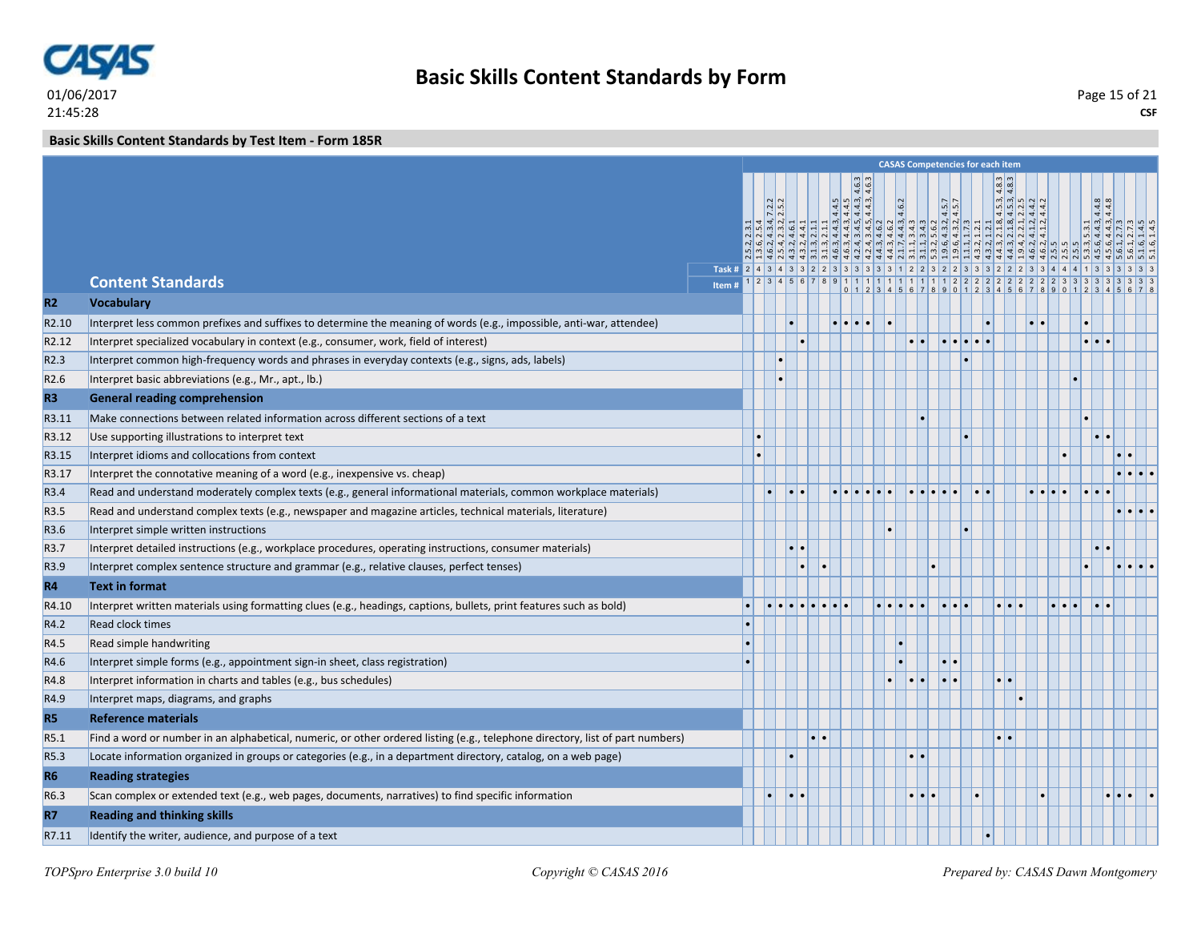# Basic Skills Content Standards by Form

01/06/2017
21:45:28

CSF

## Basic Skills Content Standards by Test Item - Form 185R

**CASAS Competencies for each item**

| | Content Standards | 1 | 2 | 3 | 4 | 5 | 6 | 7 | 8 | 9 | 10 | 11 | 12 | 13 | 14 | 15 | 16 | 17 | 18 | 19 | 20 | 21 | 22 | 23 | 24 | 25 | 26 | 27 | 28 | 29 | 30 | 31 | 32 | 33 | 34 | 35 | 36 | 37 | 38 |
|---|---|---|---|---|---|---|---|---|---|---|---|---|---|---|---|---|---|---|---|---|---|---|---|---|---|---|---|---|---|---|---|---|---|---|---|---|---|---|---|
| | CASAS Competencies | 2.5.2, 2.3.1 | 1.3.6, 2.5.4 | 4.6.2, 4.3.4, 7.2.2 | 2.5.4, 2.3.2, 2.5.2 | 4.3.2, 4.6.1 | 4.3.2, 4.4.1 | 3.1.3, 2.1.1 | 3.1.3, 2.1.1 | 4.6.3, 4.4.3, 4.4.5 | 4.6.3, 4.4.3, 4.4.5 | 4.2.4, 3.4.5, 4.4.3, 4.6.3 | 4.2.4, 3.4.5, 4.4.3, 4.6.3 | 4.4.3, 4.6.2 | 4.4.3, 4.6.2 | 2.1.7, 4.4.3, 4.6.2 | 3.1.1, 3.4.3 | 3.1.1, 3.4.3 | 5.3.2, 5.6.2 | 1.9.6, 4.3.2, 4.5.7 | 1.9.6, 4.3.2, 4.5.7 | 1.1.1, 1.7.3 | 4.3.2, 1.2.1 | 4.3.2, 1.2.1 | 4.4.3, 2.1.8, 4.5.3, 4.8.3 | 4.4.3, 2.1.8, 4.5.3, 4.8.3 | 1.9.4, 2.2.1, 2.2.5 | 4.6.2, 4.1.2, 4.4.2 | 4.6.2, 4.1.2, 4.4.2 | 2.5.5 | 2.5.5 | 2.5.5 | 5.3.3, 2.5.3, 3.1 | 4.5.6, 4.4.3, 4.4.8 | 4.5.6, 4.4.3, 4.4.8 | 5.6.1, 2.7.3 | 5.6.1, 2.7.3 | 5.1.6, 1.4.5 | 5.1.6, 1.4.5 |
| | Task # | 2 | 4 | 3 | 4 | 3 | 3 | 2 | 2 | 3 | 3 | 3 | 3 | 3 | 3 | 1 | 2 | 2 | 3 | 2 | 2 | 3 | 3 | 3 | 2 | 2 | 2 | 3 | 3 | 4 | 4 | 4 | 1 | 3 | 3 | 3 | 3 | 3 | 3 |
| **R2** | **Vocabulary** | | | | | | | | | | | | | | | | | | | | | | | | | | | | | | | | | | | | | | |
| R2.10 | Interpret less common prefixes and suffixes to determine the meaning of words (e.g., impossible, anti-war, attendee) | | | | | • | | | | • | • | • | • | | • | | | | | | | | | • | | | | • | • | | | | • | | | | | | |
| R2.12 | Interpret specialized vocabulary in context (e.g., consumer, work, field of interest) | | | | | | • | | | | | | | | | | • | • | | • | • | • | • | • | | | | | | | | | • | • | • | | | | |
| R2.3 | Interpret common high-frequency words and phrases in everyday contexts (e.g., signs, ads, labels) | | | | • | | | | | | | | | | | | | | | | | | | | | | | | | | | | | | | | | | |
| R2.6 | Interpret basic abbreviations (e.g., Mr., apt., lb.) | | | | • | | | | | | | | | | | | | | | | | | | | | | | | | | | • | | | | | | | |
| **R3** | **General reading comprehension** | | | | | | | | | | | | | | | | | | | | | | | | | | | | | | | | | | | | | | |
| R3.11 | Make connections between related information across different sections of a text | | | | | | | | | | | | | | | | | • | | | | | | | | | | | | | | | • | | | | | | |
| R3.12 | Use supporting illustrations to interpret text | | • | | | | | | | | | | | | | | | | | | | • | | | | | | | | | | | | • | • | | | | |
| R3.15 | Interpret idioms and collocations from context | | • | | | | | | | | | | | | | | | | | | | | | | | | | | | | • | | | | | • | • | | |
| R3.17 | Interpret the connotative meaning of a word (e.g., inexpensive vs. cheap) | | | | | | | | | | | | | | | | | | | | | | | | | | | | | | | | | | | • | • | • | • |
| R3.4 | Read and understand moderately complex texts (e.g., general informational materials, common workplace materials) | | | • | | • | • | | | • | • | • | • | • | • | | • | • | • | • | • | | • | • | | | | • | • | • | • | | • | • | • | | | | |
| R3.5 | Read and understand complex texts (e.g., newspaper and magazine articles, technical materials, literature) | | | | | | | | | | | | | | | | | | | | | | | | | | | | | | | | | | | • | • | • | • |
| R3.6 | Interpret simple written instructions | | | | | | | | | | | | | | • | | | | | | | • | | | | | | | | | | | | | | | | | |
| R3.7 | Interpret detailed instructions (e.g., workplace procedures, operating instructions, consumer materials) | | | | | • | • | | | | | | | | | | | | | | | | | | | | | | | | | | | • | • | | | | |
| R3.9 | Interpret complex sentence structure and grammar (e.g., relative clauses, perfect tenses) | | | | | | • | | • | | | | | | | | | | • | | | | | | | | | | | | | | • | | | • | • | • | • |
| **R4** | **Text in format** | | | | | | | | | | | | | | | | | | | | | | | | | | | | | | | | | | | | | | |
| R4.10 | Interpret written materials using formatting clues (e.g., headings, captions, bullets, print features such as bold) | • | | • | • | • | • | • | • | • | • | | | • | • | • | • | • | | • | • | • | | | • | • | • | | | • | • | • | | • | • | | | | |
| R4.2 | Read clock times | • | | | | | | | | | | | | | | | | | | | | | | | | | | | | | | | | | | | | | |
| R4.5 | Read simple handwriting | • | | | | | | | | | | | | | | • | | | | | | | | | | | | | | | | | | | | | | | |
| R4.6 | Interpret simple forms (e.g., appointment sign-in sheet, class registration) | • | | | | | | | | | | | | | | • | | | | • | • | | | | | | | | | | | | | | | | | | |
| R4.8 | Interpret information in charts and tables (e.g., bus schedules) | | | | | | | | | | | | | | • | | • | • | | • | • | | | | • | • | | | | | | | | | | | | | |
| R4.9 | Interpret maps, diagrams, and graphs | | | | | | | | | | | | | | | | | | | | | | | | | | • | | | | | | | | | | | | |
| **R5** | **Reference materials** | | | | | | | | | | | | | | | | | | | | | | | | | | | | | | | | | | | | | | |
| R5.1 | Find a word or number in an alphabetical, numeric, or other ordered listing (e.g., telephone directory, list of part numbers) | | | | | | | • | • | | | | | | | | | | | | | | | | • | • | | | | | | | | | | | | | |
| R5.3 | Locate information organized in groups or categories (e.g., in a department directory, catalog, on a web page) | | | | | • | | | | | | | | | | | • | • | | | | | | | | | | | | | | | | | | | | | |
| **R6** | **Reading strategies** | | | | | | | | | | | | | | | | | | | | | | | | | | | | | | | | | | | | | | |
| R6.3 | Scan complex or extended text (e.g., web pages, documents, narratives) to find specific information | | | • | | • | • | | | | | | | | | | • | • | • | | | | • | | | | | | • | | | | | | • | • | • | | • |
| **R7** | **Reading and thinking skills** | | | | | | | | | | | | | | | | | | | | | | | | | | | | | | | | | | | | | | |
| R7.11 | Identify the writer, audience, and purpose of a text | | | | | | | | | | | | | | | | | | | | | | | • | | | | | | | | | | | | | | | |

*TOPSpro Enterprise 3.0 build 10* — *Copyright © CASAS 2016* — *Prepared by: CASAS Dawn Montgomery*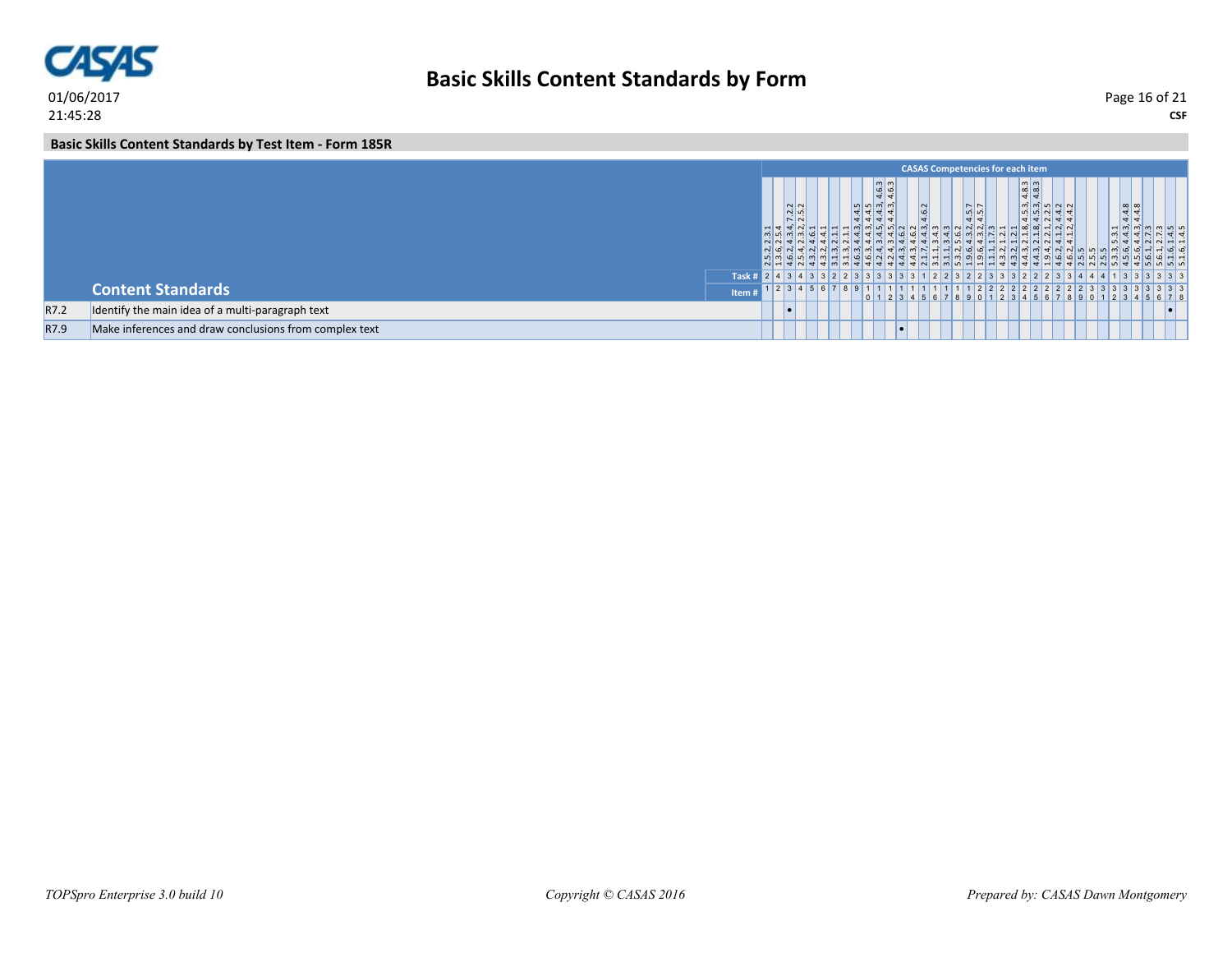## Basic Skills Content Standards by Form

**Basic Skills Content Standards by Test Item - Form 185R**

| | Content Standards | 1 | 2 | 3 | 4 | 5 | 6 | 7 | 8 | 9 | 10 | 11 | 12 | 13 | 14 | 15 | 16 | 17 | 18 | 19 | 20 | 21 | 22 | 23 | 24 | 25 | 26 | 27 | 28 | 29 | 30 | 31 | 32 | 33 | 34 | 35 | 36 | 37 | 38 |
|---|---|---|---|---|---|---|---|---|---|---|---|---|---|---|---|---|---|---|---|---|---|---|---|---|---|---|---|---|---|---|---|---|---|---|---|---|---|---|---|
| | CASAS Competencies for each item | 2.5.2, 2.3.1 | 1.3.6, 2.5.4 | 4.6.2, 4.3.4, 7.2.2 | 2.5.4, 2.3.2, 2.5.2 | 4.3.2, 4.6.1 | 4.3.2, 4.4.1 | | 3.1.3, 2.1.1 | 3.1.3, 2.1.1 | 4.6.3, 4.4.3, 4.4.5 | 4.6.3, 4.4.3, 4.4.5 | 4.2.4, 3.4.5, 4.4.3, 4.6.3 | 4.2.4, 3.4.5, 4.4.3, 4.6.3 | 4.4.3, 4.6.2 | 4.4.3, 4.6.2 | 2.1.7, 4.4.3, 4.6.2 | 3.1.1, 3.4.3 | 3.1.1, 3.4.3 | 5.3.2, 5.6.2 | 1.9.6, 4.3.2, 4.5.7 | 1.9.6, 4.3.2, 4.5.7 | 1.1.1, 1.7.3 | 4.3.2, 1.2.1 | 4.3.2, 1.2.1 | 4.4.3, 2.1.8, 4.5.3, 4.8.3 | 4.4.3, 2.1.8, 4.5.3, 4.8.3 | 1.9.4, 2.2.1, 2.2.5 | 4.6.2, 4.1.2, 4.4.2 | 4.6.2, 4.1.2, 4.4.2 | 2.5.5 | 2.5.5 | 5.3.3, 5.3.1 | 4.5.6, 4.4.3, 4.4.8 | 4.5.6, 4.4.3, 4.4.8 | 5.6.1, 2.7.3 | 5.6.1, 2.7.3 | 5.1.6, 1.4.5 | 5.1.6, 1.4.5 |
| | Task # | 2 | 4 | 3 | 4 | 3 | 3 | 2 | 2 | 3 | 3 | 3 | 3 | 3 | 3 | 1 | 2 | 2 | 3 | 2 | 2 | 3 | 3 | 3 | 2 | 2 | 2 | 3 | 3 | 4 | 4 | 4 | 1 | 3 | 3 | 3 | 3 | 3 | 3 |
| | Item # | 1 | 2 | 3 | 4 | 5 | 6 | 7 | 8 | 9 | 10 | 11 | 12 | 13 | 14 | 15 | 16 | 17 | 18 | 19 | 20 | 21 | 22 | 23 | 24 | 25 | 26 | 27 | 28 | 29 | 30 | 31 | 32 | 33 | 34 | 35 | 36 | 37 | 38 |
| R7.2 | Identify the main idea of a multi-paragraph text | | | • | | | | | | | | | | | | | | | | | | | | | | | | | | | | | | | | | | • | |
| R7.9 | Make inferences and draw conclusions from complex text | | | | | | | | | | | | | • | | | | | | | | | | | | | | | | | | | | | | | | | |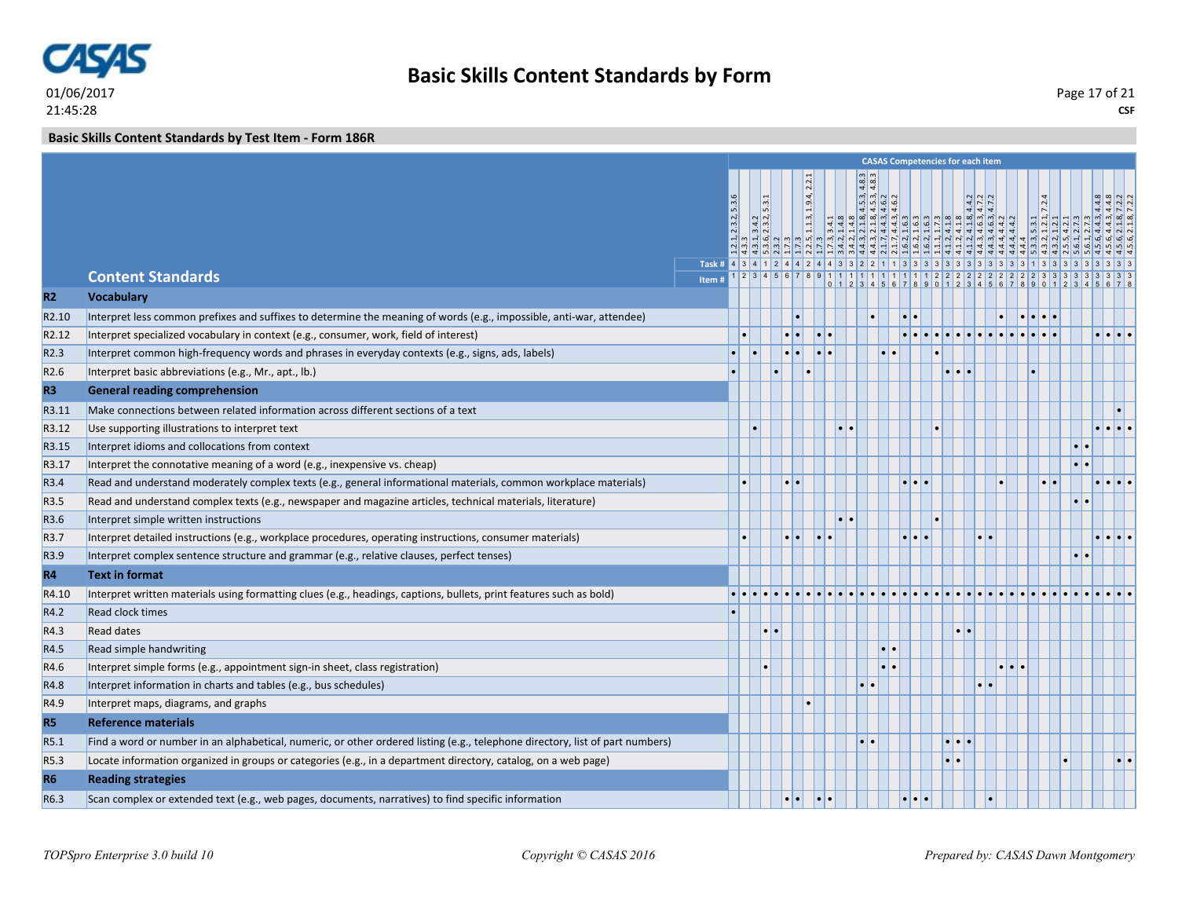## Basic Skills Content Standards by Form

01/06/2017
21:45:28

CSF

### Basic Skills Content Standards by Test Item - Form 186R

**CASAS Competencies for each item**

| | Content Standards | 1 | 2 | 3 | 4 | 5 | 6 | 7 | 8 | 9 | 10 | 11 | 12 | 13 | 14 | 15 | 16 | 17 | 18 | 19 | 20 | 21 | 22 | 23 | 24 | 25 | 26 | 27 | 28 | 29 | 30 | 31 | 32 | 33 | 34 | 35 | 36 | 37 | 38 |
|---|---|---|---|---|---|---|---|---|---|---|---|---|---|---|---|---|---|---|---|---|---|---|---|---|---|---|---|---|---|---|---|---|---|---|---|---|---|---|---|
| | CASAS Competencies | 1.2.1, 2.3.2, 5.3.6 | 4.3.3 | 4.3.1, 3.4.2 | 5.3.6, 2.3.2, 5.3.1 | 2.3.2 | 1.7.3 | 1.7.3 | 2.2.5, 1.1.3, 1.9.4, 2.2.1 | 1.7.3 | 1.7.3, 3.4.1 | 3.4.2, 1.4.8 | 3.4.2, 1.4.8 | 4.4.3, 2.1.8, 4.5.3, 4.8.3 | 4.4.3, 2.1.8, 4.5.3, 4.8.3 | 2.1.7, 4.4.3, 4.6.2 | 2.1.7, 4.4.3, 4.6.2 | 1.6.2, 1.6.3 | 1.6.2, 1.6.3 | 1.6.2, 1.6.3 | 1.1.1, 1.7.3 | 4.1.2, 4.1.8 | 4.1.2, 4.1.8 | 4.1.2, 4.1.8, 4.4.2 | 4.4.3, 4.6.3, 4.7.2 | 4.4.3, 4.6.3, 4.7.2 | 4.4.4, 4.4.2 | 4.4.4, 4.4.2 | 4.4.4 | 5.3.5, 5.3.1 | 4.3.2, 1.2.1, 7.2.4 | 4.3.2, 1.2.1 | 2.5.5, 4.2.1 | 5.6.1, 2.7.3 | 5.6.1, 2.7.3 | 4.5.6, 4.4.3, 4.4.8 | 4.5.6, 4.4.3, 4.4.8 | 4.5.6, 2.1.8, 7.2.2 | 4.5.6, 2.1.8, 7.2.2 |
| | Task # | 4 | 3 | 4 | 1 | 2 | 4 | 4 | 2 | 4 | 4 | 3 | 3 | 2 | 2 | 1 | 1 | 3 | 3 | 3 | 3 | 3 | 3 | 3 | 3 | 3 | 3 | 3 | 3 | 3 | 3 | 1 | 3 | 3 | 3 | 3 | 3 | 3 | 3 |
| **R2** | **Vocabulary** | | | | | | | | | | | | | | | | | | | | | | | | | | | | | | | | | | | | | | |
| R2.10 | Interpret less common prefixes and suffixes to determine the meaning of words (e.g., impossible, anti-war, attendee) | | | | | | | • | | | | | | | • | | | • | • | | | | | | | | • | | • | • | • | • | | | | | | | |
| R2.12 | Interpret specialized vocabulary in context (e.g., consumer, work, field of interest) | | • | | | | • | • | | • | • | | | | | | | • | • | • | • | • | • | • | • | • | • | • | • | • | • | • | | | | • | • | • | • |
| R2.3 | Interpret common high-frequency words and phrases in everyday contexts (e.g., signs, ads, labels) | • | | • | | | • | • | | • | • | | | | | • | • | | | | • | | | | | | | | | | | | | | | | | | |
| R2.6 | Interpret basic abbreviations (e.g., Mr., apt., lb.) | • | | | | • | | | • | | | | | | | | | | | | | • | • | • | | | | | | • | | | | | | | | | |
| **R3** | **General reading comprehension** | | | | | | | | | | | | | | | | | | | | | | | | | | | | | | | | | | | | | | |
| R3.11 | Make connections between related information across different sections of a text | | | | | | | | | | | | | | | | | | | | | | | | | | | | | | | | | | | | | • | |
| R3.12 | Use supporting illustrations to interpret text | | | • | | | | | | | | • | • | | | | | | | | • | | | | | | | | | | | | | | | • | • | • | • |
| R3.15 | Interpret idioms and collocations from context | | | | | | | | | | | | | | | | | | | | | | | | | | | | | | | | | • | • | | | | |
| R3.17 | Interpret the connotative meaning of a word (e.g., inexpensive vs. cheap) | | | | | | | | | | | | | | | | | | | | | | | | | | | | | | | | | • | • | | | | |
| R3.4 | Read and understand moderately complex texts (e.g., general informational materials, common workplace materials) | | • | | | | • | • | | | | | | | | | | • | • | • | | | | | | | • | | | | • | • | | | | • | • | • | • |
| R3.5 | Read and understand complex texts (e.g., newspaper and magazine articles, technical materials, literature) | | | | | | | | | | | | | | | | | | | | | | | | | | | | | | | | | • | • | | | | |
| R3.6 | Interpret simple written instructions | | | | | | | | | | | • | • | | | | | | | | • | | | | | | | | | | | | | | | | | | |
| R3.7 | Interpret detailed instructions (e.g., workplace procedures, operating instructions, consumer materials) | | • | | | | • | • | | • | • | | | | | | | • | • | • | | | | | • | • | | | | | | | | | | • | • | • | • |
| R3.9 | Interpret complex sentence structure and grammar (e.g., relative clauses, perfect tenses) | | | | | | | | | | | | | | | | | | | | | | | | | | | | | | | | | • | • | | | | |
| **R4** | **Text in format** | | | | | | | | | | | | | | | | | | | | | | | | | | | | | | | | | | | | | | |
| R4.10 | Interpret written materials using formatting clues (e.g., headings, captions, bullets, print features such as bold) | • | • | • | • | • | • | • | • | • | • | • | • | • | • | • | • | • | • | • | • | • | • | • | • | • | • | • | • | • | • | • | • | • | • | • | • | • | • |
| R4.2 | Read clock times | • | | | | | | | | | | | | | | | | | | | | | | | | | | | | | | | | | | | | | |
| R4.3 | Read dates | | | | • | • | | | | | | | | | | | | | | | | | • | • | | | | | | | | | | | | | | | |
| R4.5 | Read simple handwriting | | | | | | | | | | | | | | | • | • | | | | | | | | | | | | | | | | | | | | | | |
| R4.6 | Interpret simple forms (e.g., appointment sign-in sheet, class registration) | | | | • | | | | | | | | | | | • | • | | | | | | | | | | • | • | • | | | | | | | | | | |
| R4.8 | Interpret information in charts and tables (e.g., bus schedules) | | | | | | | | | | | | | • | • | | | | | | | | | | • | • | | | | | | | | | | | | | |
| R4.9 | Interpret maps, diagrams, and graphs | | | | | | | | • | | | | | | | | | | | | | | | | | | | | | | | | | | | | | | |
| **R5** | **Reference materials** | | | | | | | | | | | | | | | | | | | | | | | | | | | | | | | | | | | | | | |
| R5.1 | Find a word or number in an alphabetical, numeric, or other ordered listing (e.g., telephone directory, list of part numbers) | | | | | | | | | | | | | • | • | | | | | | | • | • | • | | | | | | | | | | | | | | | |
| R5.3 | Locate information organized in groups or categories (e.g., in a department directory, catalog, on a web page) | | | | | | | | | | | | | | | | | | | | | • | • | | | | | | | | | | • | | | | | • | • |
| **R6** | **Reading strategies** | | | | | | | | | | | | | | | | | | | | | | | | | | | | | | | | | | | | | | |
| R6.3 | Scan complex or extended text (e.g., web pages, documents, narratives) to find specific information | | | | | | • | • | | • | • | | | | | | | • | • | • | | | | | | • | | | | | | | | | | | | | |

*TOPSpro Enterprise 3.0 build 10* *Copyright © CASAS 2016* *Prepared by: CASAS Dawn Montgomery*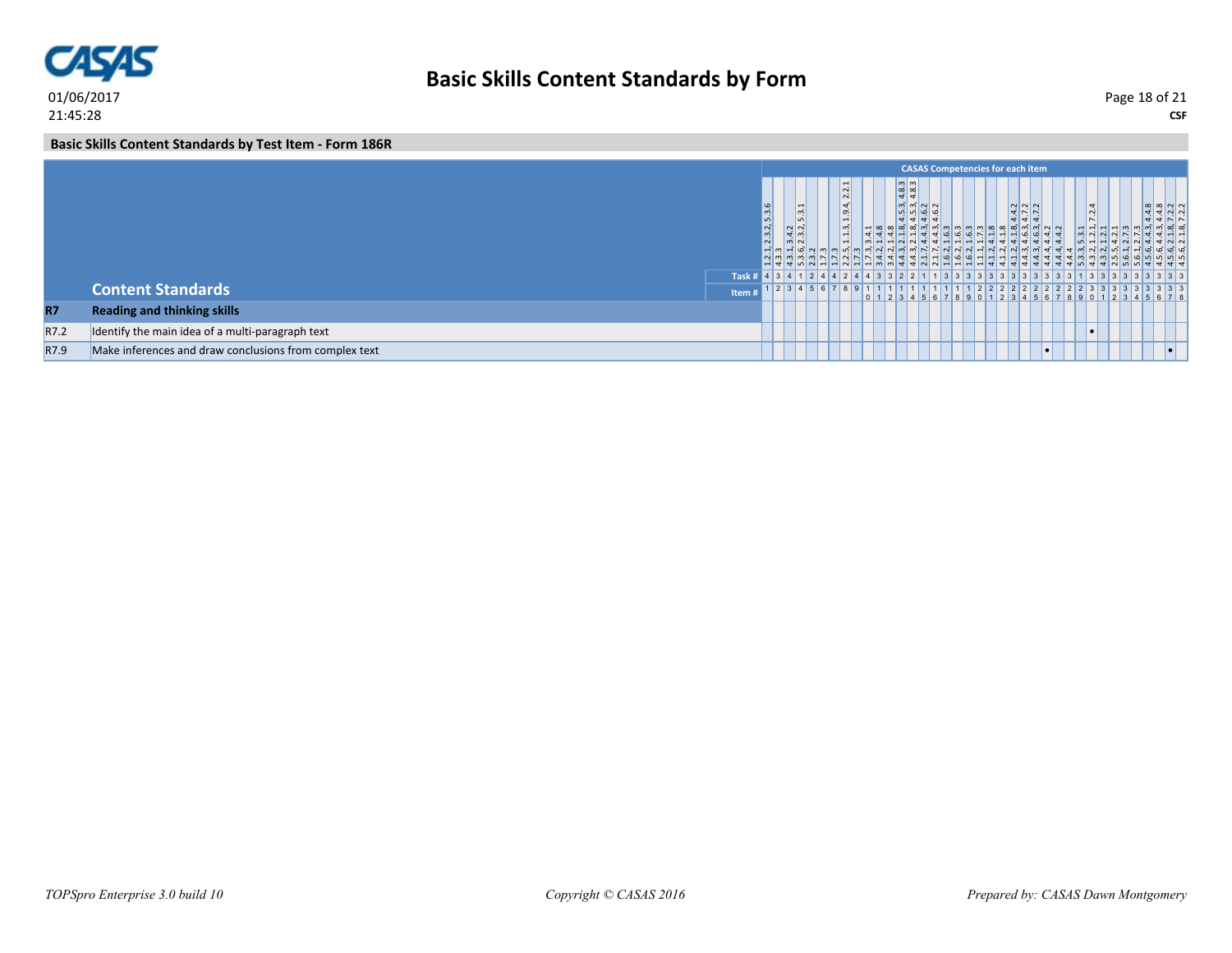## Basic Skills Content Standards by Test Item - Form 186R

CASAS Competencies for each item

| | Content Standards | 1 | 2 | 3 | 4 | 5 | 6 | 7 | 8 | 9 | 10 | 11 | 12 | 13 | 14 | 15 | 16 | 17 | 18 | 19 | 20 | 21 | 22 | 23 | 24 | 25 | 26 | 27 | 28 | 29 | 30 | 31 | 32 | 33 | 34 | 35 | 36 | 37 | 38 |
|---|---|---|---|---|---|---|---|---|---|---|---|---|---|---|---|---|---|---|---|---|---|---|---|---|---|---|---|---|---|---|---|---|---|---|---|---|---|---|---|
| | CASAS Competencies | 1.2.1, 2.3.2, 5.3.6 | 4.3.3 | 4.3.1, 3.4.2 | 5.3.6, 2.3.2, 5.3.1 | 2.3.2 | 1.7.3 | 1.7.3 | 2.2.5, 1.1.3, 1.9.4, 2.2.1 | 1.7.3 | 1.7.3, 3.4.1 | 3.4.2, 1.4.8 | 3.4.2, 1.4.8 | 4.4.3, 2.1.8, 4.5.3, 4.8.3 | 4.4.3, 2.1.8, 4.5.3, 4.8.3 | 2.1.7, 4.4.3, 4.6.2 | 2.1.7, 4.4.3, 4.6.2 | 1.6.2, 1.6.3 | 1.6.2, 1.6.3 | 1.6.2, 1.6.3 | 1.1.1, 1.7.3 | 4.1.2, 4.1.8 | 4.1.2, 4.1.8 | 4.1.2, 4.1.8, 4.4.2 | 4.4.3, 4.6.3, 4.7.2 | 4.4.3, 4.6.3, 4.7.2 | 4.4.3, 4.4.2 | 4.4.4, 4.4.2 | 4.4.4 | 5.3.5, 5.3.1 | 4.3.2, 1.2.1, 7.2.4 | 4.3.2, 1.2.1 | 2.5.5, 4.2.1 | 5.6.1, 2.7.3 | 5.6.1, 2.7.3 | 4.5.6, 4.4.3, 4.4.8 | 4.5.6, 4.4.3, 4.4.8 | 4.5.6, 2.1.8, 7.2.2 | 4.5.6, 2.1.8, 7.2.2 |
| | Task # | 4 | 3 | 4 | 1 | 2 | 4 | 4 | 2 | 4 | 4 | 3 | 3 | 2 | 2 | 1 | 1 | 3 | 3 | 3 | 3 | 3 | 3 | 3 | 3 | 3 | 3 | 3 | 3 | 1 | 3 | 3 | 3 | 3 | 3 | 3 | 3 | 3 | 3 |
| **R7** | **Reading and thinking skills** | | | | | | | | | | | | | | | | | | | | | | | | | | | | | | | | | | | | | | |
| R7.2 | Identify the main idea of a multi-paragraph text | | | | | | | | | | | | | | | | | | | | | | | | | | | | | | • | | | | | | | | |
| R7.9 | Make inferences and draw conclusions from complex text | | | | | | | | | | | | | | | | | | | | | | | | | | • | | | | | | | | | | | • | |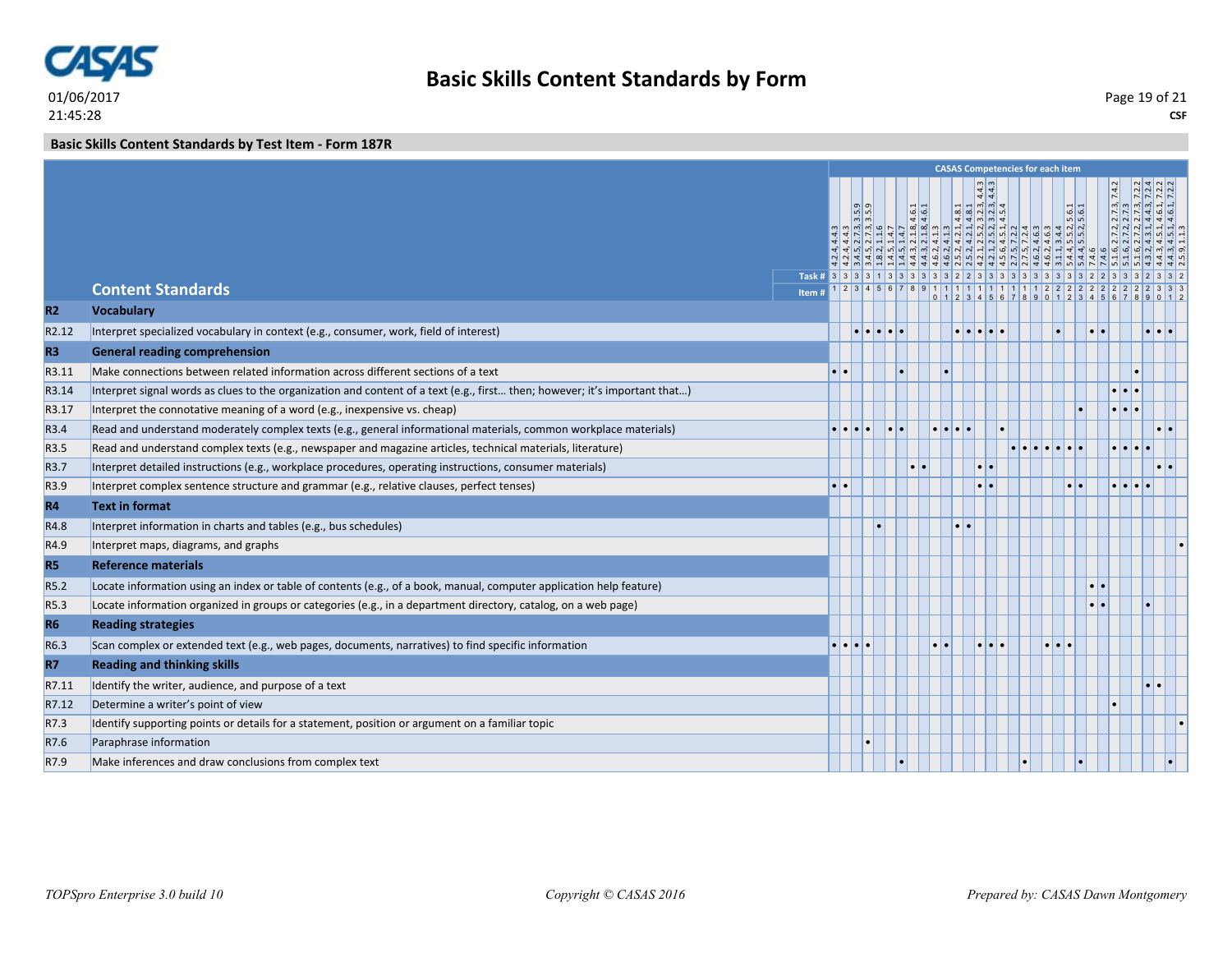## Basic Skills Content Standards by Form

01/06/2017
21:45:28

CSF

### Basic Skills Content Standards by Test Item - Form 187R

**CASAS Competencies for each item**

| | Content Standards | 1 | 2 | 3 | 4 | 5 | 6 | 7 | 8 | 9 | 10 | 11 | 12 | 13 | 14 | 15 | 16 | 17 | 18 | 19 | 20 | 21 | 22 | 23 | 24 | 25 | 26 | 27 | 28 | 29 | 30 | 31 | 32 |
|---|---|---|---|---|---|---|---|---|---|---|---|---|---|---|---|---|---|---|---|---|---|---|---|---|---|---|---|---|---|---|---|---|---|
| | CASAS Competencies | 4.2.4, 4.4.3 | 4.2.4, 4.4.3 | 3.4.5, 2.7.3, 3.5.9 | 3.4.5, 2.7.3, 3.5.9 | 1.8.2, 1.1.6 | 1.4.5, 1.4.7 | 1.4.5, 1.4.7 | 4.4.3, 2.1.8, 4.6.1 | 4.4.3, 2.1.8, 4.6.1 | 4.6.2, 4.1.3 | 4.6.2, 4.1.3 | 2.5.2, 4.2.1, 4.8.1 | 2.5.2, 4.2.1, 4.8.1 | 4.2.1, 2.5.2, 2.3.2, 2.3, 4.4.3 | 4.2.1, 2.5.2, 2.3.2, 2.3, 4.4.3 | 4.5.6, 4.5.1, 4.5.4 | 2.7.5, 7.2.2 | 2.7.5, 7.2.4 | 4.6.2, 4.6.3 | 4.6.2, 4.6.3 | 3.1.1, 3.4.4 | 5.4.4, 5.5.2, 5.6.1 | 5.4.4, 5.5.2, 5.6.1 | 7.4.6 | 7.4.6 | 5.1.6, 2.7.2, 2.7.3, 7.4.2 | 5.1.6, 2.7.2, 2.7.3 | 5.1.6, 2.7.2, 2.7.3, 7.2.2 | 4.3.2, 4.3.1, 4.4.3, 7.2.4 | 4.4.3, 4.5.1, 4.6.1, 7.2.2 | 4.4.3, 4.5.1, 4.6.1, 7.2.2 | 2.5.9, 1.1.3 |
| | Task # | 3 | 3 | 3 | 3 | 1 | 3 | 3 | 3 | 3 | 3 | 3 | 2 | 2 | 3 | 3 | 3 | 3 | 3 | 3 | 3 | 3 | 3 | 3 | 2 | 2 | 3 | 3 | 3 | 2 | 3 | 3 | 2 |
| **R2** | **Vocabulary** | | | | | | | | | | | | | | | | | | | | | | | | | | | | | | | | |
| R2.12 | Interpret specialized vocabulary in context (e.g., consumer, work, field of interest) | | | • | • | • | • | • | | | | | • | • | • | • | • | | | | | • | | | • | • | | | | • | • | • | |
| **R3** | **General reading comprehension** | | | | | | | | | | | | | | | | | | | | | | | | | | | | | | | | |
| R3.11 | Make connections between related information across different sections of a text | • | • | | | | | • | | | | • | | | | | | | | | | | | | | | | | • | | | | |
| R3.14 | Interpret signal words as clues to the organization and content of a text (e.g., first… then; however; it's important that…) | | | | | | | | | | | | | | | | | | | | | | | | | | • | • | • | | | | |
| R3.17 | Interpret the connotative meaning of a word (e.g., inexpensive vs. cheap) | | | | | | | | | | | | | | | | | | | | | | | • | | | • | • | • | | | | |
| R3.4 | Read and understand moderately complex texts (e.g., general informational materials, common workplace materials) | • | • | • | • | | • | • | | | • | • | • | • | | | • | | | | | | | | | | | | | | • | • | |
| R3.5 | Read and understand complex texts (e.g., newspaper and magazine articles, technical materials, literature) | | | | | | | | | | | | | | | | | • | • | • | • | • | • | • | | | • | • | • | • | | | |
| R3.7 | Interpret detailed instructions (e.g., workplace procedures, operating instructions, consumer materials) | | | | | | | | • | • | | | | | • | • | | | | | | | | | | | | | | | • | • | |
| R3.9 | Interpret complex sentence structure and grammar (e.g., relative clauses, perfect tenses) | • | • | | | | | | | | | | | | • | • | | | | | | | • | • | | | • | • | • | • | | | |
| **R4** | **Text in format** | | | | | | | | | | | | | | | | | | | | | | | | | | | | | | | | |
| R4.8 | Interpret information in charts and tables (e.g., bus schedules) | | | | | • | | | | | | | • | • | | | | | | | | | | | | | | | | | | | |
| R4.9 | Interpret maps, diagrams, and graphs | | | | | | | | | | | | | | | | | | | | | | | | | | | | | | | | • |
| **R5** | **Reference materials** | | | | | | | | | | | | | | | | | | | | | | | | | | | | | | | | |
| R5.2 | Locate information using an index or table of contents (e.g., of a book, manual, computer application help feature) | | | | | | | | | | | | | | | | | | | | | | | | • | • | | | | | | | |
| R5.3 | Locate information organized in groups or categories (e.g., in a department directory, catalog, on a web page) | | | | | | | | | | | | | | | | | | | | | | | | • | • | | | | • | | | |
| **R6** | **Reading strategies** | | | | | | | | | | | | | | | | | | | | | | | | | | | | | | | | |
| R6.3 | Scan complex or extended text (e.g., web pages, documents, narratives) to find specific information | • | • | • | • | | | | | | • | • | | | • | • | • | | | | • | • | • | | | | | | | | | | |
| **R7** | **Reading and thinking skills** | | | | | | | | | | | | | | | | | | | | | | | | | | | | | | | | |
| R7.11 | Identify the writer, audience, and purpose of a text | | | | | | | | | | | | | | | | | | | | | | | | | | | | | • | • | | |
| R7.12 | Determine a writer's point of view | | | | | | | | | | | | | | | | | | | | | | | | | | • | | | | | | |
| R7.3 | Identify supporting points or details for a statement, position or argument on a familiar topic | | | | | | | | | | | | | | | | | | | | | | | | | | | | | | | | • |
| R7.6 | Paraphrase information | | | | • | | | | | | | | | | | | | | | | | | | | | | | | | | | | |
| R7.9 | Make inferences and draw conclusions from complex text | | | | | | | • | | | | | | | | | | | • | | | | | • | | | | | | | | • | |

*TOPSpro Enterprise 3.0 build 10* — *Copyright © CASAS 2016* — *Prepared by: CASAS Dawn Montgomery*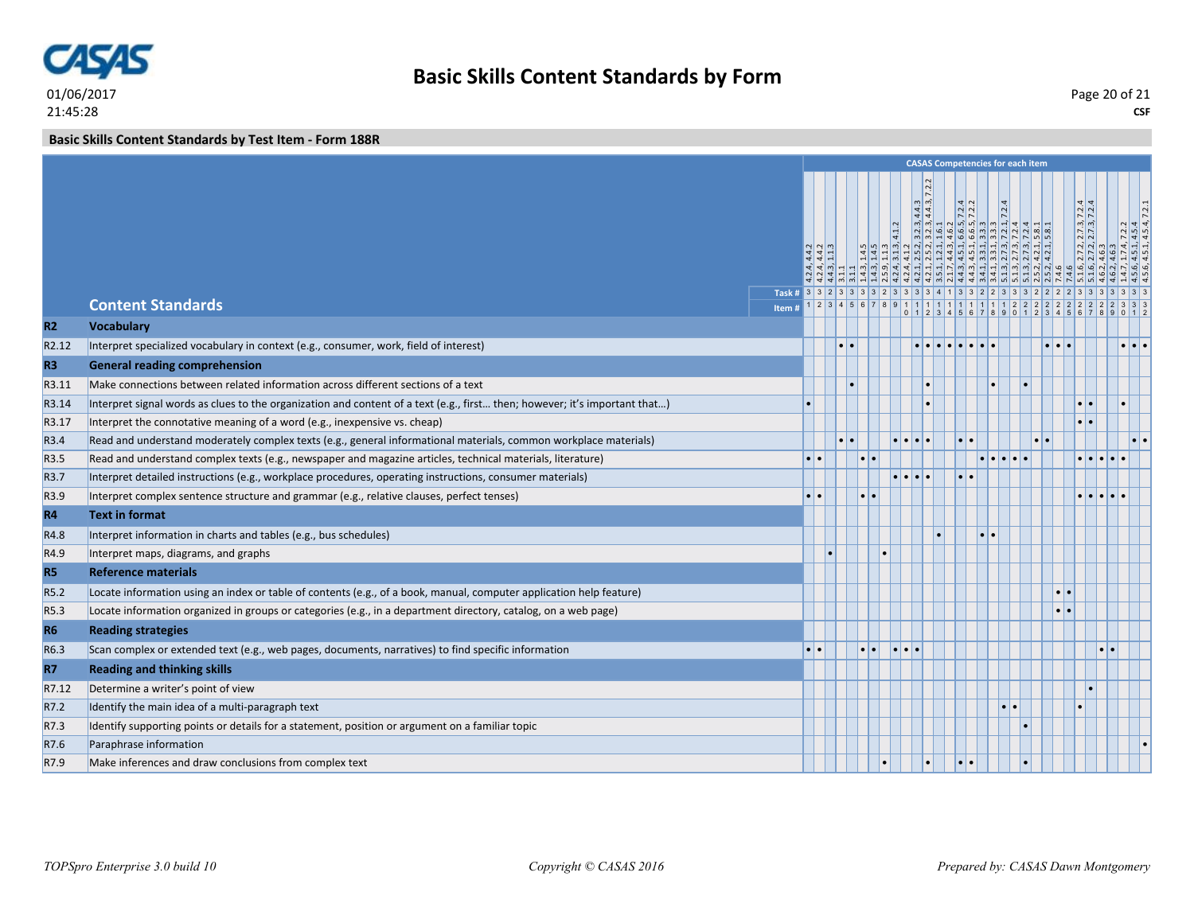**Basic Skills Content Standards by Form**

01/06/2017
21:45:28

CSF

**Basic Skills Content Standards by Test Item - Form 188R**

**CASAS Competencies for each item**

| | Content Standards | 1 | 2 | 3 | 4 | 5 | 6 | 7 | 8 | 9 | 10 | 11 | 12 | 13 | 14 | 15 | 16 | 17 | 18 | 19 | 20 | 21 | 22 | 23 | 24 | 25 | 26 | 27 | 28 | 29 | 30 | 31 | 32 |
|---|---|---|---|---|---|---|---|---|---|---|---|---|---|---|---|---|---|---|---|---|---|---|---|---|---|---|---|---|---|---|---|---|---|
| | CASAS Competencies | 4.2.4, 4.4.2 | 4.2.4, 4.4.2 | 4.4.3, 1.1.3 | 3.1.1 | 3.1.1 | 1.4.3, 1.4.5 | 1.4.3, 1.4.5 | 2.5.9, 1.1.3 | 4.2.4, 3.1.3, 4.1.2 | 4.2.4, 4.1.2 | 4.2.1, 2.5.2, 3.2.3, 4.4.3 | 4.2.1, 2.5.2, 3.2.3, 4.4.3, 7.2.2 | 3.5.1, 1.2.1, 1.6.1 | 2.1.7, 4.4.3, 4.6.2 | 4.4.3, 4.5.1, 6.6.5, 7.2.4 | 4.4.3, 4.5.1, 6.6.5, 7.2.2 | 3.4.1, 3.3.1, 3.3.3 | 3.4.1, 3.3.1, 3.3.3 | 5.1.3, 2.7.3, 7.2.1, 7.2.4 | 5.1.3, 2.7.3, 7.2.4 | 5.1.3, 2.7.3, 7.2.4 | 2.5.2, 4.2.1, 5.8.1 | 2.5.2, 4.2.1, 5.8.1 | 7.4.6 | 7.4.6 | 5.1.6, 2.7.2, 2.7.3, 7.2.4 | 5.1.6, 2.7.2, 2.7.3, 7.2.4 | 4.6.2, 4.6.3 | 4.6.2, 4.6.3 | 1.4.7, 1.7.4, 7.2.2 | 4.5.6, 4.5.1, 4.5.4 | 4.5.6, 4.5.1, 4.5.4, 7.2.1 |
| | Task # | 3 | 3 | 2 | 3 | 3 | 3 | 3 | 3 | 2 | 3 | 3 | 3 | 3 | 4 | 1 | 3 | 3 | 2 | 2 | 3 | 3 | 3 | 2 | 2 | 2 | 2 | 3 | 3 | 3 | 3 | 3 | 3 |
| | Item # | 1 | 2 | 3 | 4 | 5 | 6 | 7 | 8 | 9 | 10 | 11 | 12 | 13 | 14 | 15 | 16 | 17 | 18 | 19 | 20 | 21 | 22 | 23 | 24 | 25 | 26 | 27 | 28 | 29 | 30 | 31 | 32 |
| **R2** | **Vocabulary** | | | | | | | | | | | | | | | | | | | | | | | | | | | | | | | | |
| R2.12 | Interpret specialized vocabulary in context (e.g., consumer, work, field of interest) | | | | • | • | | | | | | • | • | • | • | • | • | • | • | | | | | • | • | • | | | | | • | • | • |
| **R3** | **General reading comprehension** | | | | | | | | | | | | | | | | | | | | | | | | | | | | | | | | |
| R3.11 | Make connections between related information across different sections of a text | | | | | • | | | | | | | • | | | | | | • | | | • | | | | | | | | | | | |
| R3.14 | Interpret signal words as clues to the organization and content of a text (e.g., first… then; however; it's important that…) | • | | | | | | | | | | | • | | | | | | | | | | | | | | • | • | | | • | | |
| R3.17 | Interpret the connotative meaning of a word (e.g., inexpensive vs. cheap) | | | | | | | | | | | | | | | | | | | | | | | | | | • | • | | | | | |
| R3.4 | Read and understand moderately complex texts (e.g., general informational materials, common workplace materials) | | | | • | • | | | | • | • | • | • | | | • | • | | | | | | • | • | | | | | | | | • | • |
| R3.5 | Read and understand complex texts (e.g., newspaper and magazine articles, technical materials, literature) | • | • | | | | • | • | | | | | | | | | | • | • | • | • | • | | | | | • | • | • | • | • | | |
| R3.7 | Interpret detailed instructions (e.g., workplace procedures, operating instructions, consumer materials) | | | | | | | | | • | • | • | • | | | • | • | | | | | | | | | | | | | | | | |
| R3.9 | Interpret complex sentence structure and grammar (e.g., relative clauses, perfect tenses) | • | • | | | | • | • | | | | | | | | | | | | | | | | | | | • | • | • | • | • | | |
| **R4** | **Text in format** | | | | | | | | | | | | | | | | | | | | | | | | | | | | | | | | |
| R4.8 | Interpret information in charts and tables (e.g., bus schedules) | | | | | | | | | | | | | • | | | | • | • | | | | | | | | | | | | | | |
| R4.9 | Interpret maps, diagrams, and graphs | | | • | | | | | • | | | | | | | | | | | | | | | | | | | | | | | | |
| **R5** | **Reference materials** | | | | | | | | | | | | | | | | | | | | | | | | | | | | | | | | |
| R5.2 | Locate information using an index or table of contents (e.g., of a book, manual, computer application help feature) | | | | | | | | | | | | | | | | | | | | | | | | • | • | | | | | | | |
| R5.3 | Locate information organized in groups or categories (e.g., in a department directory, catalog, on a web page) | | | | | | | | | | | | | | | | | | | | | | | | • | • | | | | | | | |
| **R6** | **Reading strategies** | | | | | | | | | | | | | | | | | | | | | | | | | | | | | | | | |
| R6.3 | Scan complex or extended text (e.g., web pages, documents, narratives) to find specific information | • | • | | | | • | • | | • | • | • | | | | | | | | | | | | | | | | | • | • | | | |
| **R7** | **Reading and thinking skills** | | | | | | | | | | | | | | | | | | | | | | | | | | | | | | | | |
| R7.12 | Determine a writer's point of view | | | | | | | | | | | | | | | | | | | | | | | | | | | • | | | | | |
| R7.2 | Identify the main idea of a multi-paragraph text | | | | | | | | | | | | | | | | | | | • | • | | | | | | • | | | | | | |
| R7.3 | Identify supporting points or details for a statement, position or argument on a familiar topic | | | | | | | | | | | | | | | | | | | | | • | | | | | | | | | | | |
| R7.6 | Paraphrase information | | | | | | | | | | | | | | | | | | | | | | | | | | | | | | | | • |
| R7.9 | Make inferences and draw conclusions from complex text | | | | | | | | • | | | | • | | | • | • | | | | | • | | | | | | | | | | | |

*TOPSpro Enterprise 3.0 build 10* — *Copyright © CASAS 2016* — *Prepared by: CASAS Dawn Montgomery*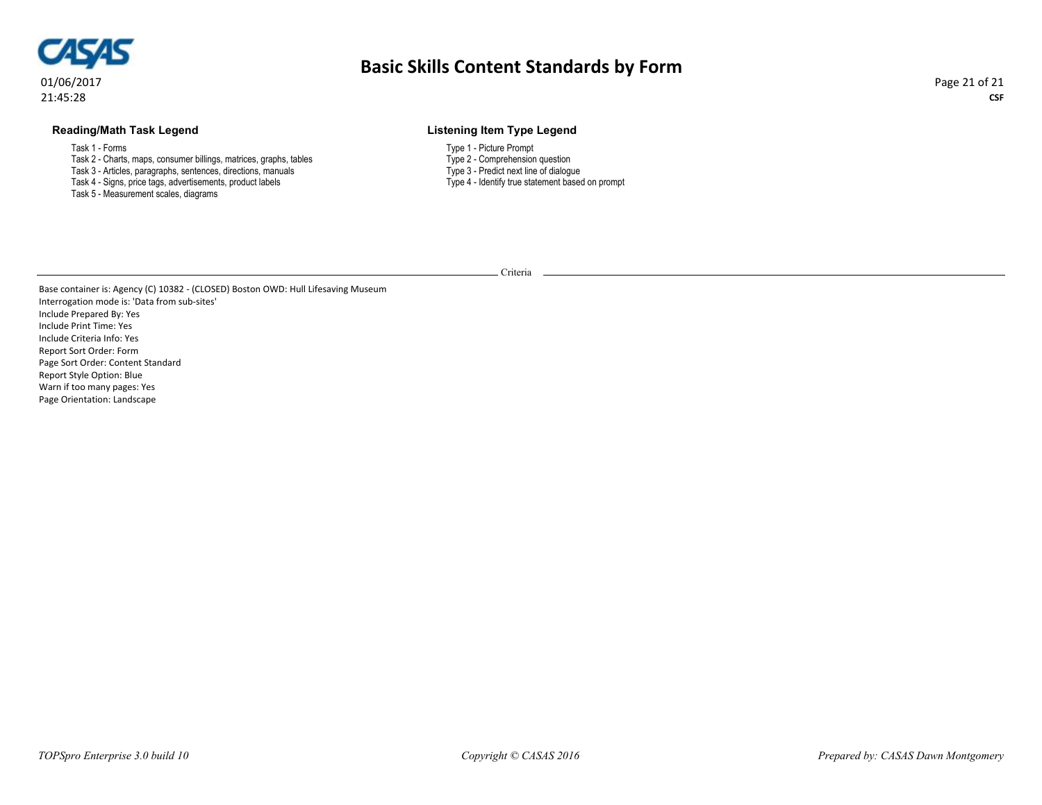**Reading/Math Task Legend**

Task 1 - Forms
Task 2 - Charts, maps, consumer billings, matrices, graphs, tables
Task 3 - Articles, paragraphs, sentences, directions, manuals
Task 4 - Signs, price tags, advertisements, product labels
Task 5 - Measurement scales, diagrams

**Listening Item Type Legend**

Type 1 - Picture Prompt
Type 2 - Comprehension question
Type 3 - Predict next line of dialogue
Type 4 - Identify true statement based on prompt

Criteria

Base container is: Agency (C) 10382 - (CLOSED) Boston OWD: Hull Lifesaving Museum
Interrogation mode is: 'Data from sub-sites'
Include Prepared By: Yes
Include Print Time: Yes
Include Criteria Info: Yes
Report Sort Order: Form
Page Sort Order: Content Standard
Report Style Option: Blue
Warn if too many pages: Yes
Page Orientation: Landscape